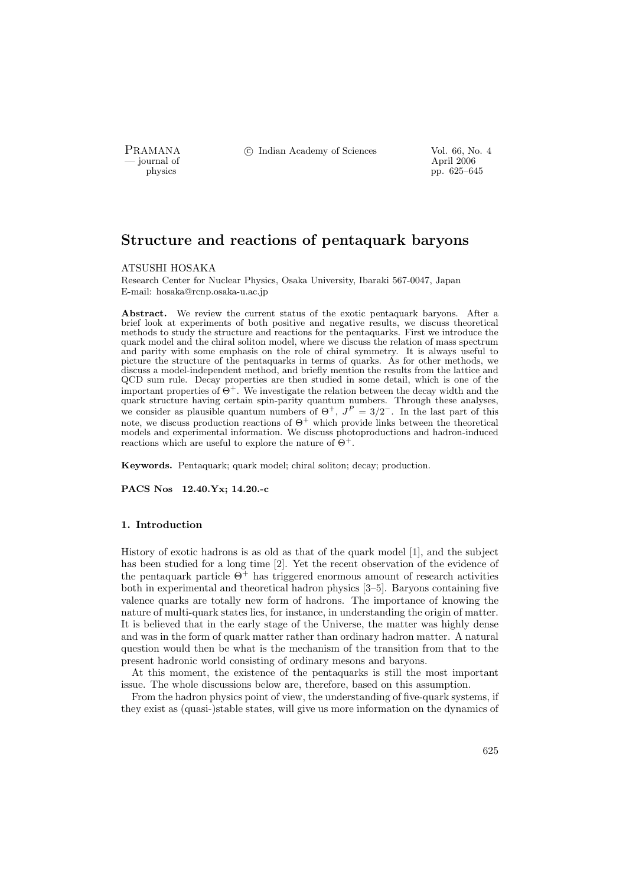# Structure and reactions of pentaquark baryons

ATSUSHI HOSAKA

Research Center for Nuclear Physics, Osaka University, Ibaraki 567-0047, Japan
E-mail: hosaka@rcnp.osaka-u.ac.jp

**Abstract.** We review the current status of the exotic pentaquark baryons. After a brief look at experiments of both positive and negative results, we discuss theoretical methods to study the structure and reactions for the pentaquarks. First we introduce the quark model and the chiral soliton model, where we discuss the relation of mass spectrum and parity with some emphasis on the role of chiral symmetry. It is always useful to picture the structure of the pentaquarks in terms of quarks. As for other methods, we discuss a model-independent method, and briefly mention the results from the lattice and QCD sum rule. Decay properties are then studied in some detail, which is one of the important properties of $\Theta^+$. We investigate the relation between the decay width and the quark structure having certain spin-parity quantum numbers. Through these analyses, we consider as plausible quantum numbers of $\Theta^+$, $J^P = 3/2^-$. In the last part of this note, we discuss production reactions of $\Theta^+$ which provide links between the theoretical models and experimental information. We discuss photoproductions and hadron-induced reactions which are useful to explore the nature of $\Theta^+$.

**Keywords.** Pentaquark; quark model; chiral soliton; decay; production.

**PACS Nos 12.40.Yx; 14.20.-c**

## 1. Introduction

History of exotic hadrons is as old as that of the quark model [1], and the subject has been studied for a long time [2]. Yet the recent observation of the evidence of the pentaquark particle $\Theta^+$ has triggered enormous amount of research activities both in experimental and theoretical hadron physics [3–5]. Baryons containing five valence quarks are totally new form of hadrons. The importance of knowing the nature of multi-quark states lies, for instance, in understanding the origin of matter. It is believed that in the early stage of the Universe, the matter was highly dense and was in the form of quark matter rather than ordinary hadron matter. A natural question would then be what is the mechanism of the transition from that to the present hadronic world consisting of ordinary mesons and baryons.

At this moment, the existence of the pentaquarks is still the most important issue. The whole discussions below are, therefore, based on this assumption.

From the hadron physics point of view, the understanding of five-quark systems, if they exist as (quasi-)stable states, will give us more information on the dynamics of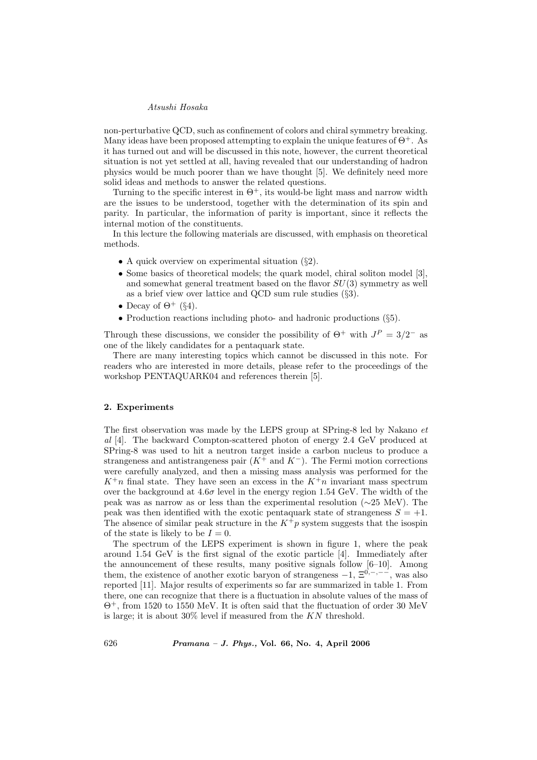non-perturbative QCD, such as confinement of colors and chiral symmetry breaking. Many ideas have been proposed attempting to explain the unique features of $\Theta^+$. As it has turned out and will be discussed in this note, however, the current theoretical situation is not yet settled at all, having revealed that our understanding of hadron physics would be much poorer than we have thought [5]. We definitely need more solid ideas and methods to answer the related questions.

Turning to the specific interest in $\Theta^+$, its would-be light mass and narrow width are the issues to be understood, together with the determination of its spin and parity. In particular, the information of parity is important, since it reflects the internal motion of the constituents.

In this lecture the following materials are discussed, with emphasis on theoretical methods.

- A quick overview on experimental situation (§2).
- Some basics of theoretical models; the quark model, chiral soliton model [3], and somewhat general treatment based on the flavor $SU(3)$ symmetry as well as a brief view over lattice and QCD sum rule studies (§3).
- Decay of $\Theta^+$ (§4).
- Production reactions including photo- and hadronic productions (§5).

Through these discussions, we consider the possibility of $\Theta^+$ with $J^P = 3/2^-$ as one of the likely candidates for a pentaquark state.

There are many interesting topics which cannot be discussed in this note. For readers who are interested in more details, please refer to the proceedings of the workshop PENTAQUARK04 and references therein [5].

## 2. Experiments

The first observation was made by the LEPS group at SPring-8 led by Nakano *et al* [4]. The backward Compton-scattered photon of energy 2.4 GeV produced at SPring-8 was used to hit a neutron target inside a carbon nucleus to produce a strangeness and antistrangeness pair ($K^+$ and $K^-$). The Fermi motion corrections were carefully analyzed, and then a missing mass analysis was performed for the $K^+n$ final state. They have seen an excess in the $K^+n$ invariant mass spectrum over the background at $4.6\sigma$ level in the energy region 1.54 GeV. The width of the peak was as narrow as or less than the experimental resolution ($\sim$25 MeV). The peak was then identified with the exotic pentaquark state of strangeness $S = +1$. The absence of similar peak structure in the $K^+p$ system suggests that the isospin of the state is likely to be $I = 0$.

The spectrum of the LEPS experiment is shown in figure 1, where the peak around 1.54 GeV is the first signal of the exotic particle [4]. Immediately after the announcement of these results, many positive signals follow [6–10]. Among them, the existence of another exotic baryon of strangeness $-1$, $\Xi^{0,-,--}$, was also reported [11]. Major results of experiments so far are summarized in table 1. From there, one can recognize that there is a fluctuation in absolute values of the mass of $\Theta^+$, from 1520 to 1550 MeV. It is often said that the fluctuation of order 30 MeV is large; it is about 30% level if measured from the $KN$ threshold.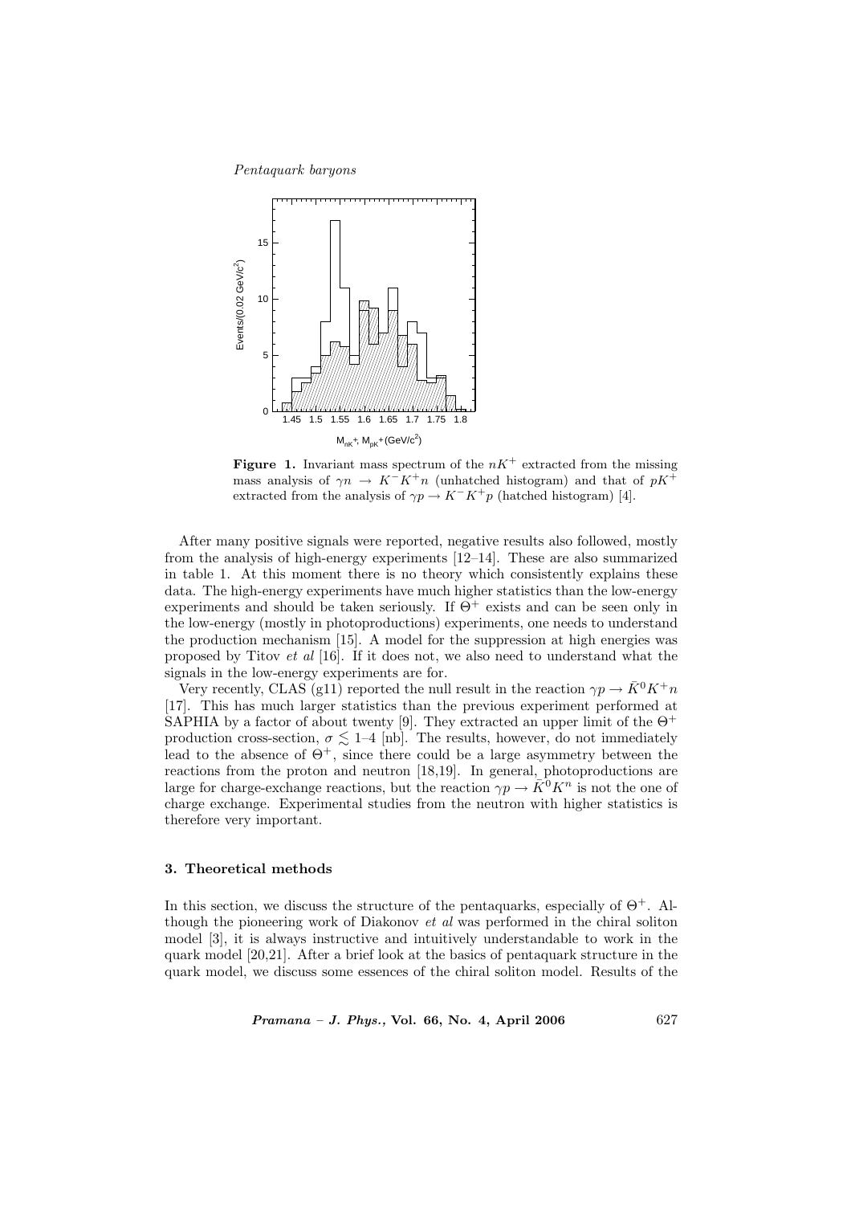**Figure 1.** Invariant mass spectrum of the $nK^+$ extracted from the missing mass analysis of $\gamma n \to K^- K^+ n$ (unhatched histogram) and that of $pK^+$ extracted from the analysis of $\gamma p \to K^- K^+ p$ (hatched histogram) [4].

After many positive signals were reported, negative results also followed, mostly from the analysis of high-energy experiments [12–14]. These are also summarized in table 1. At this moment there is no theory which consistently explains these data. The high-energy experiments have much higher statistics than the low-energy experiments and should be taken seriously. If $\Theta^+$ exists and can be seen only in the low-energy (mostly in photoproductions) experiments, one needs to understand the production mechanism [15]. A model for the suppression at high energies was proposed by Titov *et al* [16]. If it does not, we also need to understand what the signals in the low-energy experiments are for.

Very recently, CLAS (g11) reported the null result in the reaction $\gamma p \to \bar{K}^0 K^+ n$ [17]. This has much larger statistics than the previous experiment performed at SAPHIA by a factor of about twenty [9]. They extracted an upper limit of the $\Theta^+$ production cross-section, $\sigma \lesssim$ 1–4 [nb]. The results, however, do not immediately lead to the absence of $\Theta^+$, since there could be a large asymmetry between the reactions from the proton and neutron [18,19]. In general, photoproductions are large for charge-exchange reactions, but the reaction $\gamma p \to \bar{K}^0 K^n$ is not the one of charge exchange. Experimental studies from the neutron with higher statistics is therefore very important.

### 3. Theoretical methods

In this section, we discuss the structure of the pentaquarks, especially of $\Theta^+$. Although the pioneering work of Diakonov *et al* was performed in the chiral soliton model [3], it is always instructive and intuitively understandable to work in the quark model [20,21]. After a brief look at the basics of pentaquark structure in the quark model, we discuss some essences of the chiral soliton model. Results of the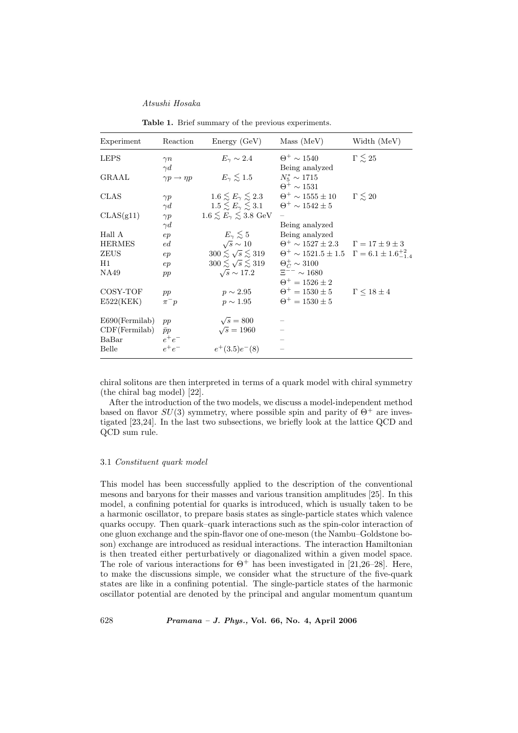**Table 1.** Brief summary of the previous experiments.

| Experiment | Reaction | Energy (GeV) | Mass (MeV) | Width (MeV) |
|---|---|---|---|---|
| LEPS | $\gamma n$ | $E_\gamma \sim 2.4$ | $\Theta^+ \sim 1540$ | $\Gamma \lesssim 25$ |
| | $\gamma d$ | | Being analyzed | |
| GRAAL | $\gamma p \to \eta p$ | $E_\gamma \lesssim 1.5$ | $N_{\bar{5}}^* \sim 1715$ | |
| | | | $\Theta^+ \sim 1531$ | |
| CLAS | $\gamma p$ | $1.6 \lesssim E_\gamma \lesssim 2.3$ | $\Theta^+ \sim 1555 \pm 10$ | $\Gamma \lesssim 20$ |
| | $\gamma d$ | $1.5 \lesssim E_\gamma \lesssim 3.1$ | $\Theta^+ \sim 1542 \pm 5$ | |
| CLAS(g11) | $\gamma p$ | $1.6 \lesssim E_\gamma \lesssim 3.8$ GeV | – | |
| | $\gamma d$ | | Being analyzed | |
| Hall A | $ep$ | $E_\gamma \lesssim 5$ | Being analyzed | |
| HERMES | $ed$ | $\sqrt{s} \sim 10$ | $\Theta^+ \sim 1527 \pm 2.3$ | $\Gamma = 17 \pm 9 \pm 3$ |
| ZEUS | $ep$ | $300 \lesssim \sqrt{s} \lesssim 319$ | $\Theta^+ \sim 1521.5 \pm 1.5$ | $\Gamma = 6.1 \pm 1.6^{+2}_{-1.4}$ |
| H1 | $ep$ | $300 \lesssim \sqrt{s} \lesssim 319$ | $\Theta_C^+ \sim 3100$ | |
| NA49 | $pp$ | $\sqrt{s} \sim 17.2$ | $\Xi^{--} \sim 1680$ | |
| | | | $\Theta^+ = 1526 \pm 2$ | |
| COSY-TOF | $pp$ | $p \sim 2.95$ | $\Theta^+ = 1530 \pm 5$ | $\Gamma \leq 18 \pm 4$ |
| E522(KEK) | $\pi^- p$ | $p \sim 1.95$ | $\Theta^+ = 1530 \pm 5$ | |
| E690(Fermilab) | $pp$ | $\sqrt{s} = 800$ | – | |
| CDF(Fermilab) | $\bar{p}p$ | $\sqrt{s} = 1960$ | – | |
| BaBar | $e^+e^-$ | | – | |
| Belle | $e^+e^-$ | $e^+(3.5)e^-(8)$ | – | |

chiral solitons are then interpreted in terms of a quark model with chiral symmetry (the chiral bag model) [22].

After the introduction of the two models, we discuss a model-independent method based on flavor $SU(3)$ symmetry, where possible spin and parity of $\Theta^+$ are investigated [23,24]. In the last two subsections, we briefly look at the lattice QCD and QCD sum rule.

### 3.1 *Constituent quark model*

This model has been successfully applied to the description of the conventional mesons and baryons for their masses and various transition amplitudes [25]. In this model, a confining potential for quarks is introduced, which is usually taken to be a harmonic oscillator, to prepare basis states as single-particle states which valence quarks occupy. Then quark–quark interactions such as the spin-color interaction of one gluon exchange and the spin-flavor one of one-meson (the Nambu–Goldstone boson) exchange are introduced as residual interactions. The interaction Hamiltonian is then treated either perturbatively or diagonalized within a given model space. The role of various interactions for $\Theta^+$ has been investigated in [21,26–28]. Here, to make the discussions simple, we consider what the structure of the five-quark states are like in a confining potential. The single-particle states of the harmonic oscillator potential are denoted by the principal and angular momentum quantum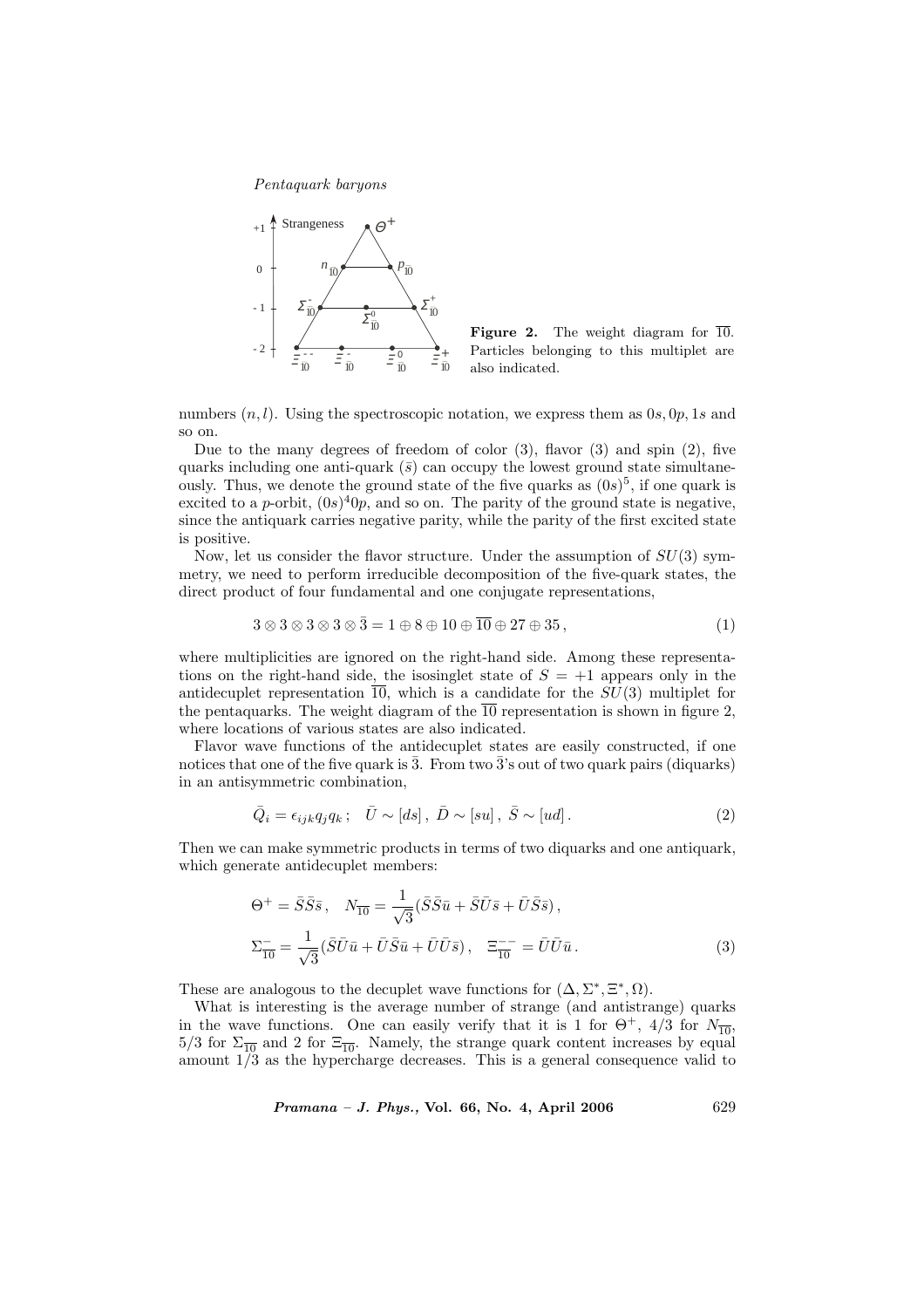**Figure 2.** The weight diagram for $\overline{10}$. Particles belonging to this multiplet are also indicated.

numbers $(n, l)$. Using the spectroscopic notation, we express them as $0s, 0p, 1s$ and so on.

Due to the many degrees of freedom of color (3), flavor (3) and spin (2), five quarks including one anti-quark ($\bar{s}$) can occupy the lowest ground state simultaneously. Thus, we denote the ground state of the five quarks as $(0s)^5$, if one quark is excited to a $p$-orbit, $(0s)^4 0p$, and so on. The parity of the ground state is negative, since the antiquark carries negative parity, while the parity of the first excited state is positive.

Now, let us consider the flavor structure. Under the assumption of $SU(3)$ symmetry, we need to perform irreducible decomposition of the five-quark states, the direct product of four fundamental and one conjugate representations,

$$3 \otimes 3 \otimes 3 \otimes 3 \otimes \bar{3} = 1 \oplus 8 \oplus 10 \oplus \overline{10} \oplus 27 \oplus 35 \,, \tag{1}$$

where multiplicities are ignored on the right-hand side. Among these representations on the right-hand side, the isosinglet state of $S = +1$ appears only in the antidecuplet representation $\overline{10}$, which is a candidate for the $SU(3)$ multiplet for the pentaquarks. The weight diagram of the $\overline{10}$ representation is shown in figure 2, where locations of various states are also indicated.

Flavor wave functions of the antidecuplet states are easily constructed, if one notices that one of the five quark is $\bar{3}$. From two $\bar{3}$'s out of two quark pairs (diquarks) in an antisymmetric combination,

$$\bar{Q}_i = \epsilon_{ijk} q_j q_k \,; \quad \bar{U} \sim [ds] \,, \; \bar{D} \sim [su] \,, \; \bar{S} \sim [ud] \,. \tag{2}$$

Then we can make symmetric products in terms of two diquarks and one antiquark, which generate antidecuplet members:

$$\begin{aligned}
&\Theta^+ = \bar{S}\bar{S}\bar{s} \,, \quad N_{\overline{10}} = \frac{1}{\sqrt{3}}(\bar{S}\bar{S}\bar{u} + \bar{S}\bar{U}\bar{s} + \bar{U}\bar{S}\bar{s}) \,, \\
&\Sigma^-_{\overline{10}} = \frac{1}{\sqrt{3}}(\bar{S}\bar{U}\bar{u} + \bar{U}\bar{S}\bar{u} + \bar{U}\bar{U}\bar{s}) \,, \quad \Xi^{--}_{\overline{10}} = \bar{U}\bar{U}\bar{u} \,.
\end{aligned} \tag{3}$$

These are analogous to the decuplet wave functions for $(\Delta, \Sigma^*, \Xi^*, \Omega)$.

What is interesting is the average number of strange (and antistrange) quarks in the wave functions. One can easily verify that it is 1 for $\Theta^+$, 4/3 for $N_{\overline{10}}$, 5/3 for $\Sigma_{\overline{10}}$ and 2 for $\Xi_{\overline{10}}$. Namely, the strange quark content increases by equal amount 1/3 as the hypercharge decreases. This is a general consequence valid to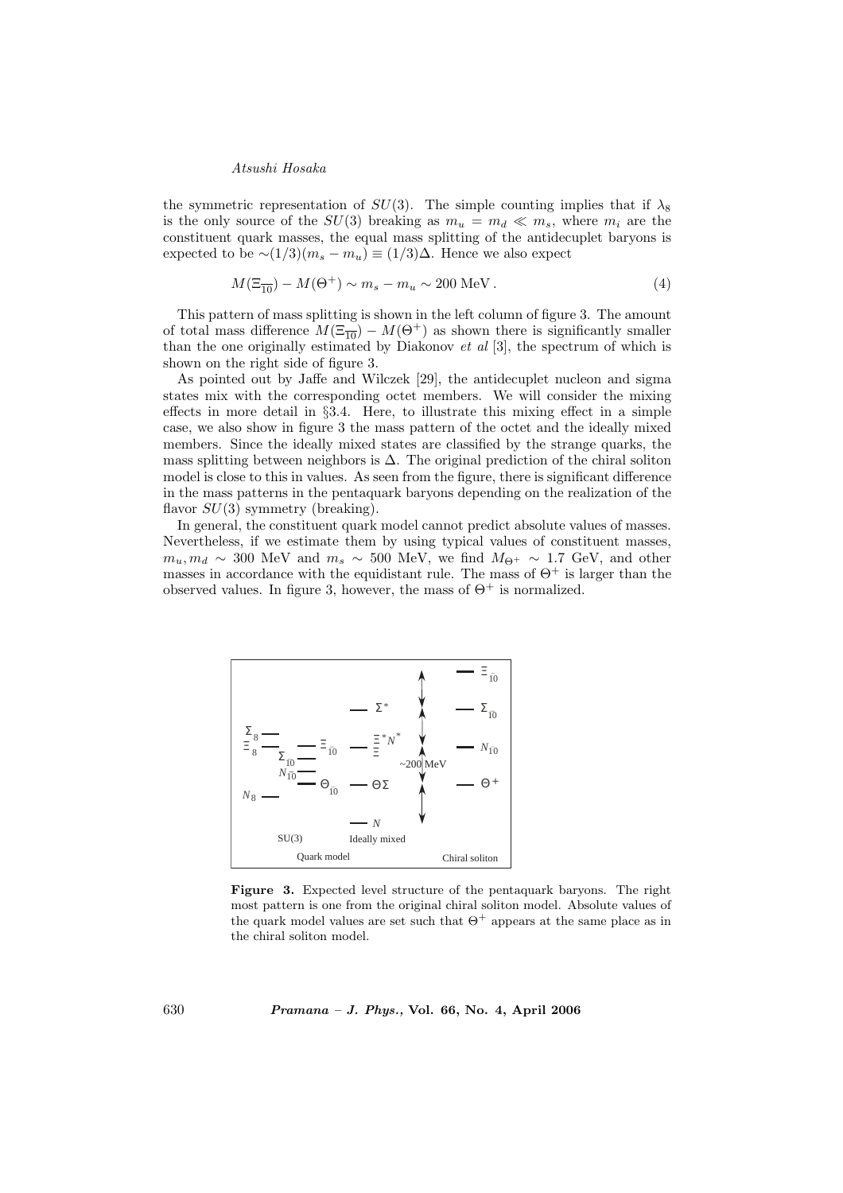the symmetric representation of $SU(3)$. The simple counting implies that if $\lambda_8$ is the only source of the $SU(3)$ breaking as $m_u = m_d \ll m_s$, where $m_i$ are the constituent quark masses, the equal mass splitting of the antidecuplet baryons is expected to be $\sim(1/3)(m_s - m_u) \equiv (1/3)\Delta$. Hence we also expect

$$M(\Xi_{\overline{10}}) - M(\Theta^+) \sim m_s - m_u \sim 200 \text{ MeV}\,. \tag{4}$$

This pattern of mass splitting is shown in the left column of figure 3. The amount of total mass difference $M(\Xi_{\overline{10}}) - M(\Theta^+)$ as shown there is significantly smaller than the one originally estimated by Diakonov *et al* [3], the spectrum of which is shown on the right side of figure 3.

As pointed out by Jaffe and Wilczek [29], the antidecuplet nucleon and sigma states mix with the corresponding octet members. We will consider the mixing effects in more detail in §3.4. Here, to illustrate this mixing effect in a simple case, we also show in figure 3 the mass pattern of the octet and the ideally mixed members. Since the ideally mixed states are classified by the strange quarks, the mass splitting between neighbors is $\Delta$. The original prediction of the chiral soliton model is close to this in values. As seen from the figure, there is significant difference in the mass patterns in the pentaquark baryons depending on the realization of the flavor $SU(3)$ symmetry (breaking).

In general, the constituent quark model cannot predict absolute values of masses. Nevertheless, if we estimate them by using typical values of constituent masses, $m_u, m_d \sim 300$ MeV and $m_s \sim 500$ MeV, we find $M_{\Theta^+} \sim 1.7$ GeV, and other masses in accordance with the equidistant rule. The mass of $\Theta^+$ is larger than the observed values. In figure 3, however, the mass of $\Theta^+$ is normalized.

**Figure 3.** Expected level structure of the pentaquark baryons. The right most pattern is one from the original chiral soliton model. Absolute values of the quark model values are set such that $\Theta^+$ appears at the same place as in the chiral soliton model.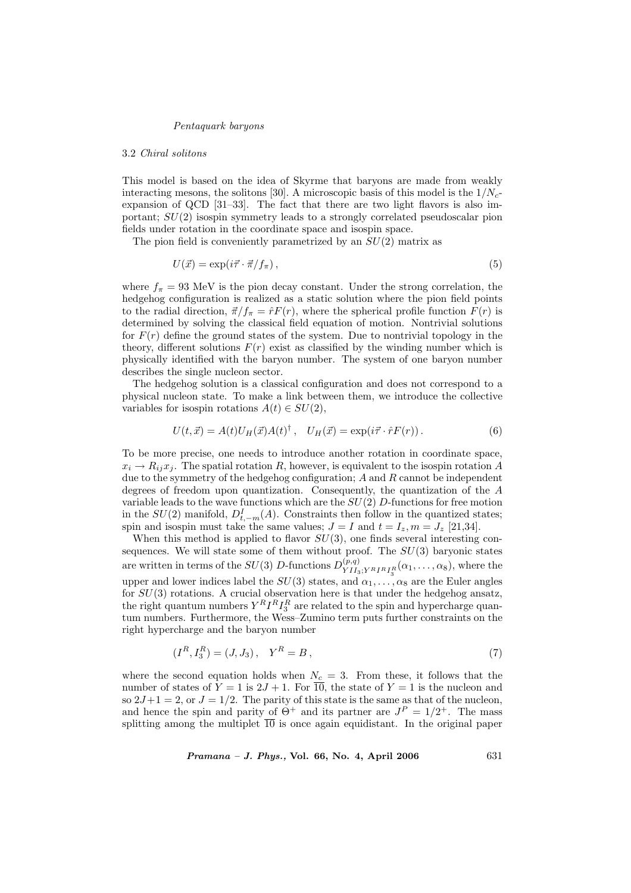### 3.2 *Chiral solitons*

This model is based on the idea of Skyrme that baryons are made from weakly interacting mesons, the solitons [30]. A microscopic basis of this model is the $1/N_c$-expansion of QCD [31–33]. The fact that there are two light flavors is also important; $SU(2)$ isospin symmetry leads to a strongly correlated pseudoscalar pion fields under rotation in the coordinate space and isospin space.

The pion field is conveniently parametrized by an $SU(2)$ matrix as

$$U(\vec{x}) = \exp(i\vec{\tau} \cdot \vec{\pi}/f_\pi)\,, \tag{5}$$

where $f_\pi = 93$ MeV is the pion decay constant. Under the strong correlation, the hedgehog configuration is realized as a static solution where the pion field points to the radial direction, $\vec{\pi}/f_\pi = \hat{r}F(r)$, where the spherical profile function $F(r)$ is determined by solving the classical field equation of motion. Nontrivial solutions for $F(r)$ define the ground states of the system. Due to nontrivial topology in the theory, different solutions $F(r)$ exist as classified by the winding number which is physically identified with the baryon number. The system of one baryon number describes the single nucleon sector.

The hedgehog solution is a classical configuration and does not correspond to a physical nucleon state. To make a link between them, we introduce the collective variables for isospin rotations $A(t) \in SU(2)$,

$$U(t, \vec{x}) = A(t)U_H(\vec{x})A(t)^\dagger\,, \quad U_H(\vec{x}) = \exp(i\vec{\tau} \cdot \hat{r}F(r))\,. \tag{6}$$

To be more precise, one needs to introduce another rotation in coordinate space, $x_i \to R_{ij}x_j$. The spatial rotation $R$, however, is equivalent to the isospin rotation $A$ due to the symmetry of the hedgehog configuration; $A$ and $R$ cannot be independent degrees of freedom upon quantization. Consequently, the quantization of the $A$ variable leads to the wave functions which are the $SU(2)$ $D$-functions for free motion in the $SU(2)$ manifold, $D^I_{t,-m}(A)$. Constraints then follow in the quantized states; spin and isospin must take the same values; $J = I$ and $t = I_z, m = J_z$ [21,34].

When this method is applied to flavor $SU(3)$, one finds several interesting consequences. We will state some of them without proof. The $SU(3)$ baryonic states are written in terms of the $SU(3)$ $D$-functions $D^{(p,q)}_{YII_3;Y^RI^RI^R_3}(\alpha_1, \ldots, \alpha_8)$, where the upper and lower indices label the $SU(3)$ states, and $\alpha_1, \ldots, \alpha_8$ are the Euler angles for $SU(3)$ rotations. A crucial observation here is that under the hedgehog ansatz, the right quantum numbers $Y^RI^RI^R_3$ are related to the spin and hypercharge quantum numbers. Furthermore, the Wess–Zumino term puts further constraints on the right hypercharge and the baryon number

$$(I^R, I^R_3) = (J, J_3)\,, \quad Y^R = B\,, \tag{7}$$

where the second equation holds when $N_c = 3$. From these, it follows that the number of states of $Y = 1$ is $2J + 1$. For $\overline{10}$, the state of $Y = 1$ is the nucleon and so $2J+1 = 2$, or $J = 1/2$. The parity of this state is the same as that of the nucleon, and hence the spin and parity of $\Theta^+$ and its partner are $J^P = 1/2^+$. The mass splitting among the multiplet $\overline{10}$ is once again equidistant. In the original paper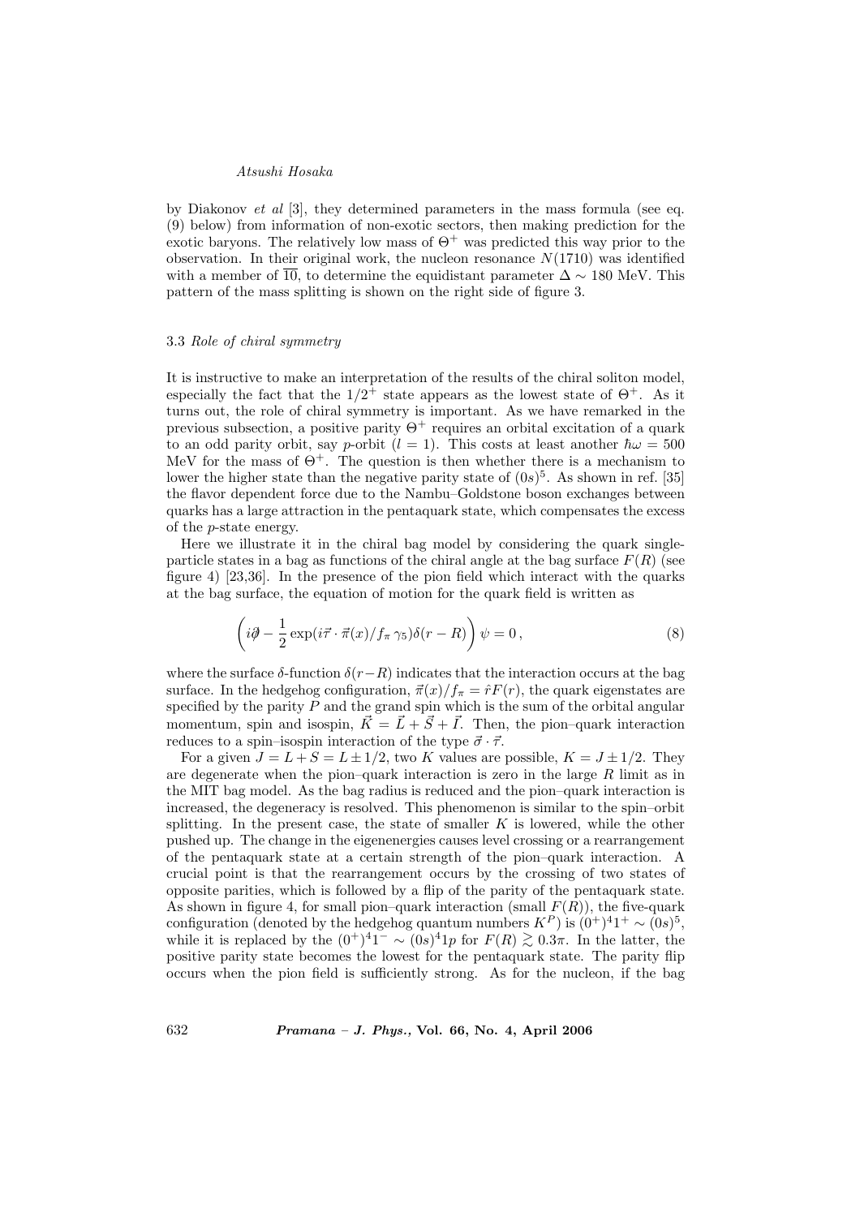by Diakonov *et al* [3], they determined parameters in the mass formula (see eq. (9) below) from information of non-exotic sectors, then making prediction for the exotic baryons. The relatively low mass of $\Theta^+$ was predicted this way prior to the observation. In their original work, the nucleon resonance $N(1710)$ was identified with a member of $\overline{10}$, to determine the equidistant parameter $\Delta \sim 180$ MeV. This pattern of the mass splitting is shown on the right side of figure 3.

### 3.3 *Role of chiral symmetry*

It is instructive to make an interpretation of the results of the chiral soliton model, especially the fact that the $1/2^+$ state appears as the lowest state of $\Theta^+$. As it turns out, the role of chiral symmetry is important. As we have remarked in the previous subsection, a positive parity $\Theta^+$ requires an orbital excitation of a quark to an odd parity orbit, say $p$-orbit ($l = 1$). This costs at least another $\hbar\omega = 500$ MeV for the mass of $\Theta^+$. The question is then whether there is a mechanism to lower the higher state than the negative parity state of $(0s)^5$. As shown in ref. [35] the flavor dependent force due to the Nambu–Goldstone boson exchanges between quarks has a large attraction in the pentaquark state, which compensates the excess of the $p$-state energy.

Here we illustrate it in the chiral bag model by considering the quark single-particle states in a bag as functions of the chiral angle at the bag surface $F(R)$ (see figure 4) [23,36]. In the presence of the pion field which interact with the quarks at the bag surface, the equation of motion for the quark field is written as

$$\left( i\partial\!\!\!/ - \frac{1}{2} \exp(i\vec{\tau} \cdot \vec{\pi}(x)/f_\pi \, \gamma_5) \delta(r - R) \right) \psi = 0 \,, \tag{8}$$

where the surface $\delta$-function $\delta(r-R)$ indicates that the interaction occurs at the bag surface. In the hedgehog configuration, $\vec{\pi}(x)/f_\pi = \hat{r}F(r)$, the quark eigenstates are specified by the parity $P$ and the grand spin which is the sum of the orbital angular momentum, spin and isospin, $\vec{K} = \vec{L} + \vec{S} + \vec{I}$. Then, the pion–quark interaction reduces to a spin–isospin interaction of the type $\vec{\sigma} \cdot \vec{\tau}$.

For a given $J = L + S = L \pm 1/2$, two $K$ values are possible, $K = J \pm 1/2$. They are degenerate when the pion–quark interaction is zero in the large $R$ limit as in the MIT bag model. As the bag radius is reduced and the pion–quark interaction is increased, the degeneracy is resolved. This phenomenon is similar to the spin–orbit splitting. In the present case, the state of smaller $K$ is lowered, while the other pushed up. The change in the eigenenergies causes level crossing or a rearrangement of the pentaquark state at a certain strength of the pion–quark interaction. A crucial point is that the rearrangement occurs by the crossing of two states of opposite parities, which is followed by a flip of the parity of the pentaquark state. As shown in figure 4, for small pion–quark interaction (small $F(R)$), the five-quark configuration (denoted by the hedgehog quantum numbers $K^P$) is $(0^+)^4 1^+ \sim (0s)^5$, while it is replaced by the $(0^+)^4 1^- \sim (0s)^4 1p$ for $F(R) \gtrsim 0.3\pi$. In the latter, the positive parity state becomes the lowest for the pentaquark state. The parity flip occurs when the pion field is sufficiently strong. As for the nucleon, if the bag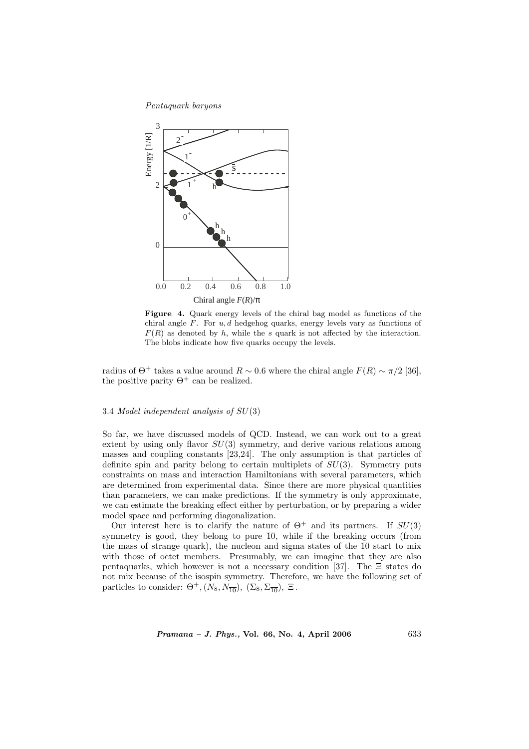**Figure 4.** Quark energy levels of the chiral bag model as functions of the chiral angle $F$. For $u, d$ hedgehog quarks, energy levels vary as functions of $F(R)$ as denoted by $h$, while the $s$ quark is not affected by the interaction. The blobs indicate how five quarks occupy the levels.

radius of $\Theta^+$ takes a value around $R \sim 0.6$ where the chiral angle $F(R) \sim \pi/2$ [36], the positive parity $\Theta^+$ can be realized.

### 3.4 *Model independent analysis of $SU(3)$*

So far, we have discussed models of QCD. Instead, we can work out to a great extent by using only flavor $SU(3)$ symmetry, and derive various relations among masses and coupling constants [23,24]. The only assumption is that particles of definite spin and parity belong to certain multiplets of $SU(3)$. Symmetry puts constraints on mass and interaction Hamiltonians with several parameters, which are determined from experimental data. Since there are more physical quantities than parameters, we can make predictions. If the symmetry is only approximate, we can estimate the breaking effect either by perturbation, or by preparing a wider model space and performing diagonalization.

Our interest here is to clarify the nature of $\Theta^+$ and its partners. If $SU(3)$ symmetry is good, they belong to pure $\overline{10}$, while if the breaking occurs (from the mass of strange quark), the nucleon and sigma states of the $\overline{10}$ start to mix with those of octet members. Presumably, we can imagine that they are also pentaquarks, which however is not a necessary condition [37]. The $\Xi$ states do not mix because of the isospin symmetry. Therefore, we have the following set of particles to consider: $\Theta^+, (N_8, N_{\overline{10}}),\ (\Sigma_8, \Sigma_{\overline{10}}),\ \Xi$.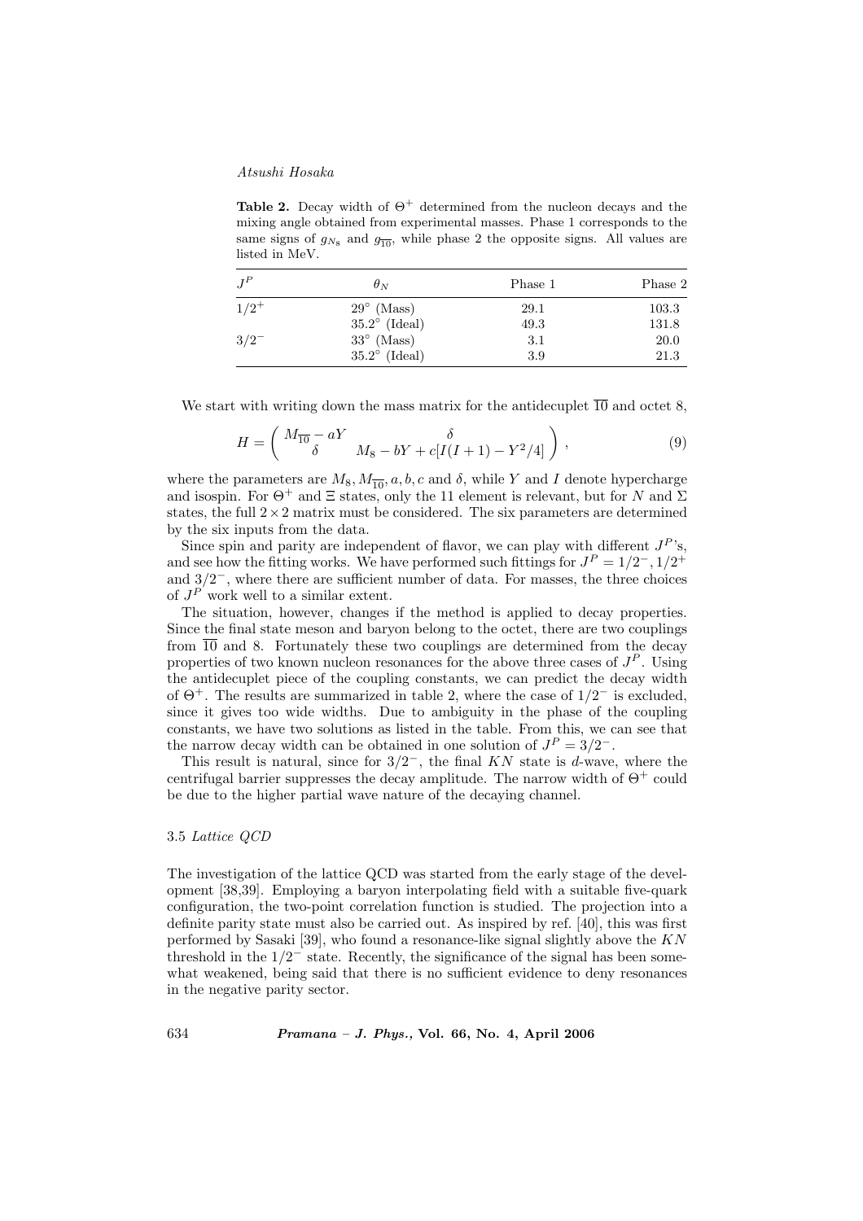**Table 2.** Decay width of $\Theta^+$ determined from the nucleon decays and the mixing angle obtained from experimental masses. Phase 1 corresponds to the same signs of $g_{N_8}$ and $g_{\overline{10}}$, while phase 2 the opposite signs. All values are listed in MeV.

| $J^P$ | $\theta_N$ | Phase 1 | Phase 2 |
|---|---|---|---|
| $1/2^+$ | $29^\circ$ (Mass) | 29.1 | 103.3 |
| | $35.2^\circ$ (Ideal) | 49.3 | 131.8 |
| $3/2^-$ | $33^\circ$ (Mass) | 3.1 | 20.0 |
| | $35.2^\circ$ (Ideal) | 3.9 | 21.3 |

We start with writing down the mass matrix for the antidecuplet $\overline{10}$ and octet 8,

$$H = \begin{pmatrix} M_{\overline{10}} - aY & \delta \\ \delta & M_8 - bY + c[I(I+1) - Y^2/4] \end{pmatrix}, \tag{9}$$

where the parameters are $M_8, M_{\overline{10}}, a, b, c$ and $\delta$, while $Y$ and $I$ denote hypercharge and isospin. For $\Theta^+$ and $\Xi$ states, only the 11 element is relevant, but for $N$ and $\Sigma$ states, the full $2 \times 2$ matrix must be considered. The six parameters are determined by the six inputs from the data.

Since spin and parity are independent of flavor, we can play with different $J^P$'s, and see how the fitting works. We have performed such fittings for $J^P = 1/2^-, 1/2^+$ and $3/2^-$, where there are sufficient number of data. For masses, the three choices of $J^P$ work well to a similar extent.

The situation, however, changes if the method is applied to decay properties. Since the final state meson and baryon belong to the octet, there are two couplings from $\overline{10}$ and 8. Fortunately these two couplings are determined from the decay properties of two known nucleon resonances for the above three cases of $J^P$. Using the antidecuplet piece of the coupling constants, we can predict the decay width of $\Theta^+$. The results are summarized in table 2, where the case of $1/2^-$ is excluded, since it gives too wide widths. Due to ambiguity in the phase of the coupling constants, we have two solutions as listed in the table. From this, we can see that the narrow decay width can be obtained in one solution of $J^P = 3/2^-$.

This result is natural, since for $3/2^-$, the final $KN$ state is $d$-wave, where the centrifugal barrier suppresses the decay amplitude. The narrow width of $\Theta^+$ could be due to the higher partial wave nature of the decaying channel.

### 3.5 *Lattice QCD*

The investigation of the lattice QCD was started from the early stage of the development [38,39]. Employing a baryon interpolating field with a suitable five-quark configuration, the two-point correlation function is studied. The projection into a definite parity state must also be carried out. As inspired by ref. [40], this was first performed by Sasaki [39], who found a resonance-like signal slightly above the $KN$ threshold in the $1/2^-$ state. Recently, the significance of the signal has been somewhat weakened, being said that there is no sufficient evidence to deny resonances in the negative parity sector.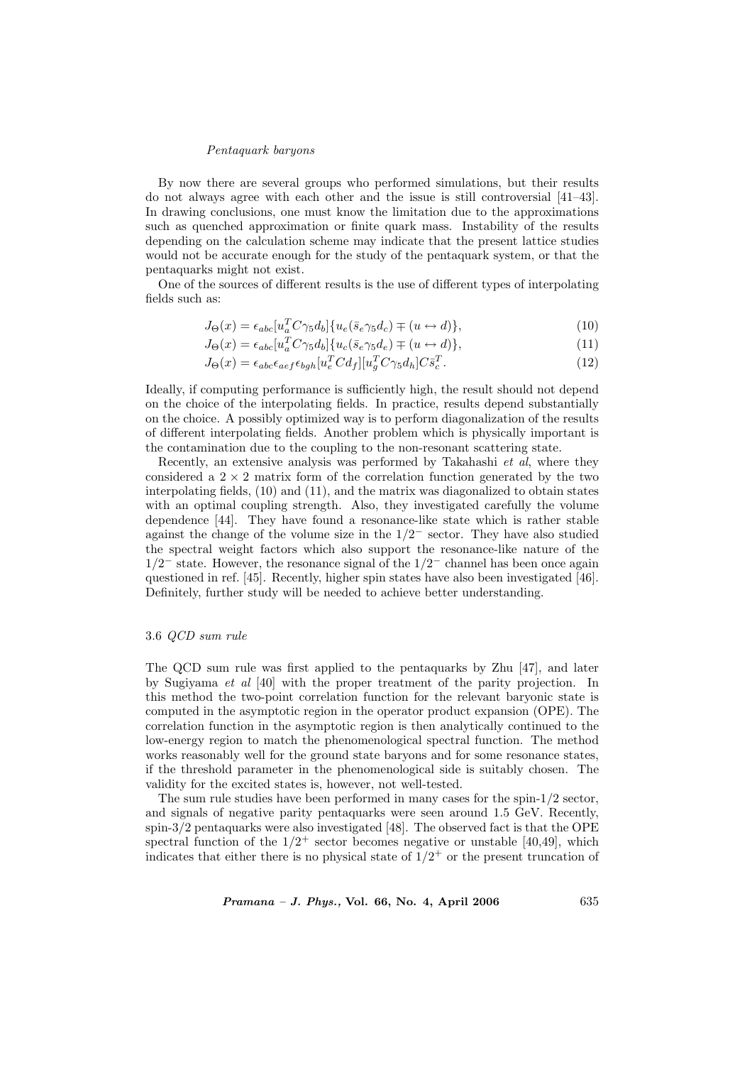By now there are several groups who performed simulations, but their results do not always agree with each other and the issue is still controversial [41–43]. In drawing conclusions, one must know the limitation due to the approximations such as quenched approximation or finite quark mass. Instability of the results depending on the calculation scheme may indicate that the present lattice studies would not be accurate enough for the study of the pentaquark system, or that the pentaquarks might not exist.

One of the sources of different results is the use of different types of interpolating fields such as:

$$J_\Theta(x) = \epsilon_{abc}[u_a^T C\gamma_5 d_b]\{u_e(\bar{s}_e\gamma_5 d_c) \mp (u \leftrightarrow d)\}, \tag{10}$$

$$J_\Theta(x) = \epsilon_{abc}[u_a^T C\gamma_5 d_b]\{u_c(\bar{s}_e\gamma_5 d_e) \mp (u \leftrightarrow d)\}, \tag{11}$$

$$J_\Theta(x) = \epsilon_{abc}\epsilon_{aef}\epsilon_{bgh}[u_e^T C d_f][u_g^T C\gamma_5 d_h]C\bar{s}_c^T. \tag{12}$$

Ideally, if computing performance is sufficiently high, the result should not depend on the choice of the interpolating fields. In practice, results depend substantially on the choice. A possibly optimized way is to perform diagonalization of the results of different interpolating fields. Another problem which is physically important is the contamination due to the coupling to the non-resonant scattering state.

Recently, an extensive analysis was performed by Takahashi *et al*, where they considered a $2 \times 2$ matrix form of the correlation function generated by the two interpolating fields, (10) and (11), and the matrix was diagonalized to obtain states with an optimal coupling strength. Also, they investigated carefully the volume dependence [44]. They have found a resonance-like state which is rather stable against the change of the volume size in the $1/2^-$ sector. They have also studied the spectral weight factors which also support the resonance-like nature of the $1/2^-$ state. However, the resonance signal of the $1/2^-$ channel has been once again questioned in ref. [45]. Recently, higher spin states have also been investigated [46]. Definitely, further study will be needed to achieve better understanding.

### 3.6 *QCD sum rule*

The QCD sum rule was first applied to the pentaquarks by Zhu [47], and later by Sugiyama *et al* [40] with the proper treatment of the parity projection. In this method the two-point correlation function for the relevant baryonic state is computed in the asymptotic region in the operator product expansion (OPE). The correlation function in the asymptotic region is then analytically continued to the low-energy region to match the phenomenological spectral function. The method works reasonably well for the ground state baryons and for some resonance states, if the threshold parameter in the phenomenological side is suitably chosen. The validity for the excited states is, however, not well-tested.

The sum rule studies have been performed in many cases for the spin-1/2 sector, and signals of negative parity pentaquarks were seen around 1.5 GeV. Recently, spin-3/2 pentaquarks were also investigated [48]. The observed fact is that the OPE spectral function of the $1/2^+$ sector becomes negative or unstable [40,49], which indicates that either there is no physical state of $1/2^+$ or the present truncation of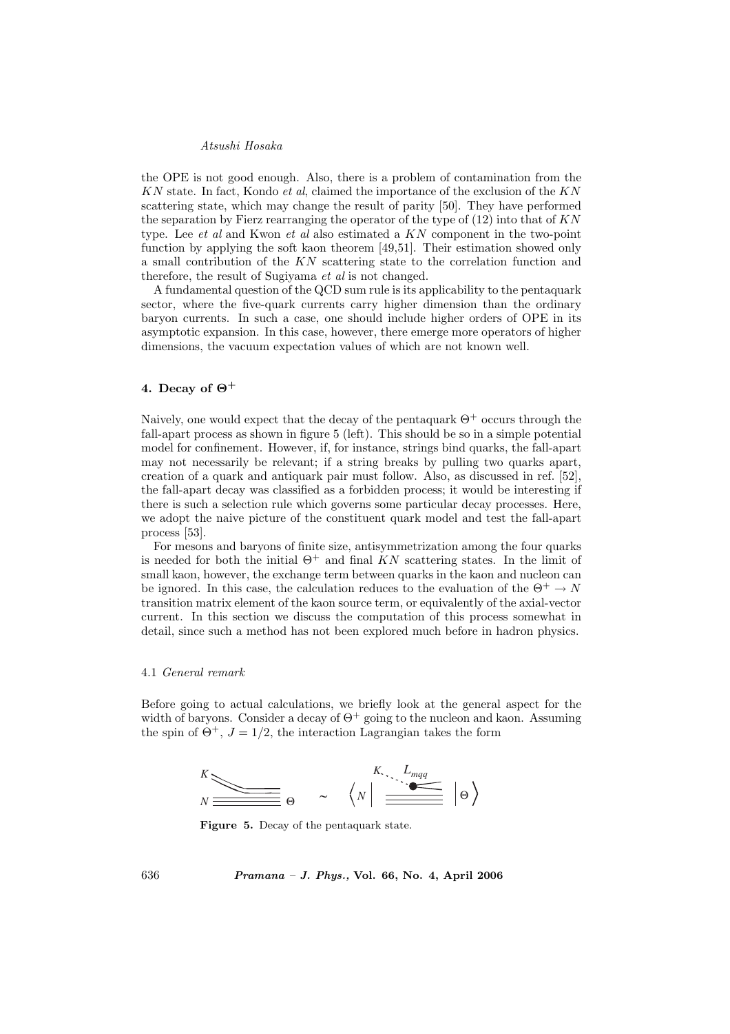the OPE is not good enough. Also, there is a problem of contamination from the $KN$ state. In fact, Kondo *et al*, claimed the importance of the exclusion of the $KN$ scattering state, which may change the result of parity [50]. They have performed the separation by Fierz rearranging the operator of the type of (12) into that of $KN$ type. Lee *et al* and Kwon *et al* also estimated a $KN$ component in the two-point function by applying the soft kaon theorem [49,51]. Their estimation showed only a small contribution of the $KN$ scattering state to the correlation function and therefore, the result of Sugiyama *et al* is not changed.

A fundamental question of the QCD sum rule is its applicability to the pentaquark sector, where the five-quark currents carry higher dimension than the ordinary baryon currents. In such a case, one should include higher orders of OPE in its asymptotic expansion. In this case, however, there emerge more operators of higher dimensions, the vacuum expectation values of which are not known well.

## 4. Decay of $\Theta^+$

Naively, one would expect that the decay of the pentaquark $\Theta^+$ occurs through the fall-apart process as shown in figure 5 (left). This should be so in a simple potential model for confinement. However, if, for instance, strings bind quarks, the fall-apart may not necessarily be relevant; if a string breaks by pulling two quarks apart, creation of a quark and antiquark pair must follow. Also, as discussed in ref. [52], the fall-apart decay was classified as a forbidden process; it would be interesting if there is such a selection rule which governs some particular decay processes. Here, we adopt the naive picture of the constituent quark model and test the fall-apart process [53].

For mesons and baryons of finite size, antisymmetrization among the four quarks is needed for both the initial $\Theta^+$ and final $KN$ scattering states. In the limit of small kaon, however, the exchange term between quarks in the kaon and nucleon can be ignored. In this case, the calculation reduces to the evaluation of the $\Theta^+ \to N$ transition matrix element of the kaon source term, or equivalently of the axial-vector current. In this section we discuss the computation of this process somewhat in detail, since such a method has not been explored much before in hadron physics.

### 4.1 *General remark*

Before going to actual calculations, we briefly look at the general aspect for the width of baryons. Consider a decay of $\Theta^+$ going to the nucleon and kaon. Assuming the spin of $\Theta^+$, $J = 1/2$, the interaction Lagrangian takes the form

**Figure 5.** Decay of the pentaquark state.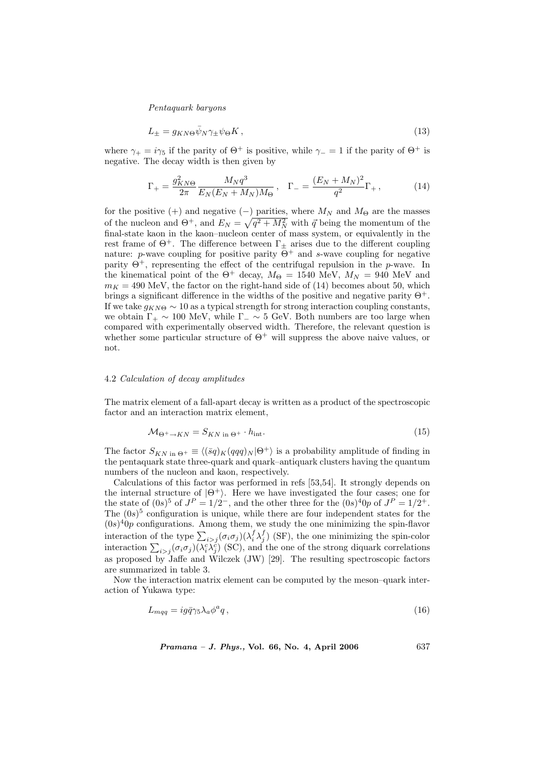$$L_{\pm} = g_{KN\Theta}\bar{\psi}_N \gamma_{\pm} \psi_\Theta K\,, \tag{13}$$

where $\gamma_+ = i\gamma_5$ if the parity of $\Theta^+$ is positive, while $\gamma_- = 1$ if the parity of $\Theta^+$ is negative. The decay width is then given by

$$\Gamma_+ = \frac{g_{KN\Theta}^2}{2\pi}\frac{M_N q^3}{E_N(E_N+M_N)M_\Theta}\,, \quad \Gamma_- = \frac{(E_N+M_N)^2}{q^2}\Gamma_+\,, \tag{14}$$

for the positive (+) and negative (−) parities, where $M_N$ and $M_\Theta$ are the masses of the nucleon and $\Theta^+$, and $E_N = \sqrt{q^2 + M_N^2}$ with $\vec{q}$ being the momentum of the final-state kaon in the kaon–nucleon center of mass system, or equivalently in the rest frame of $\Theta^+$. The difference between $\Gamma_\pm$ arises due to the different coupling nature: $p$-wave coupling for positive parity $\Theta^+$ and $s$-wave coupling for negative parity $\Theta^+$, representing the effect of the centrifugal repulsion in the $p$-wave. In the kinematical point of the $\Theta^+$ decay, $M_\Theta = 1540$ MeV, $M_N = 940$ MeV and $m_K = 490$ MeV, the factor on the right-hand side of (14) becomes about 50, which brings a significant difference in the widths of the positive and negative parity $\Theta^+$. If we take $g_{KN\Theta} \sim 10$ as a typical strength for strong interaction coupling constants, we obtain $\Gamma_+ \sim 100$ MeV, while $\Gamma_- \sim 5$ GeV. Both numbers are too large when compared with experimentally observed width. Therefore, the relevant question is whether some particular structure of $\Theta^+$ will suppress the above naive values, or not.

### 4.2 *Calculation of decay amplitudes*

The matrix element of a fall-apart decay is written as a product of the spectroscopic factor and an interaction matrix element,

$$\mathcal{M}_{\Theta^+ \to KN} = S_{KN \text{ in } \Theta^+} \cdot h_{\text{int}}. \tag{15}$$

The factor $S_{KN \text{ in } \Theta^+} \equiv \langle (\bar{s}q)_K (qqq)_N | \Theta^+ \rangle$ is a probability amplitude of finding in the pentaquark state three-quark and quark–antiquark clusters having the quantum numbers of the nucleon and kaon, respectively.

Calculations of this factor was performed in refs [53,54]. It strongly depends on the internal structure of $|\Theta^+\rangle$. Here we have investigated the four cases; one for the state of $(0s)^5$ of $J^P = 1/2^-$, and the other three for the $(0s)^4 0p$ of $J^P = 1/2^+$. The $(0s)^5$ configuration is unique, while there are four independent states for the $(0s)^4 0p$ configurations. Among them, we study the one minimizing the spin-flavor interaction of the type $\sum_{i>j}(\sigma_i\sigma_j)(\lambda_i^f\lambda_j^f)$ (SF), the one minimizing the spin-color interaction $\sum_{i>j}(\sigma_i\sigma_j)(\lambda_i^c\lambda_j^c)$ (SC), and the one of the strong diquark correlations as proposed by Jaffe and Wilczek (JW) [29]. The resulting spectroscopic factors are summarized in table 3.

Now the interaction matrix element can be computed by the meson–quark interaction of Yukawa type:

$$L_{mqq} = ig\bar{q}\gamma_5\lambda_a\phi^a q\,, \tag{16}$$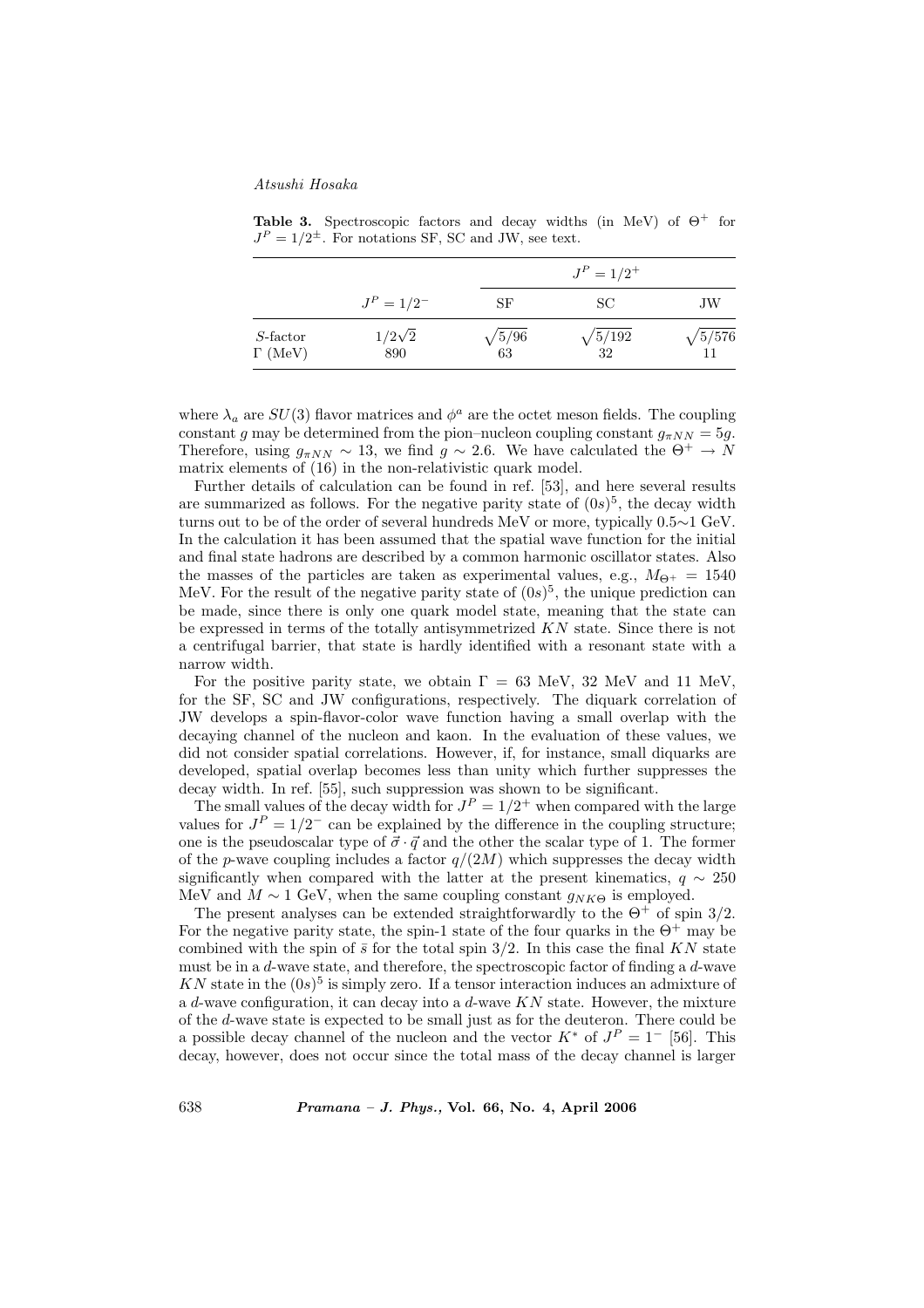**Table 3.** Spectroscopic factors and decay widths (in MeV) of $\Theta^+$ for $J^P = 1/2^{\pm}$. For notations SF, SC and JW, see text.

| | $J^P = 1/2^-$ | $J^P = 1/2^+$ | | |
|---|---|---|---|---|
| | | SF | SC | JW |
| $S$-factor | $1/2\sqrt{2}$ | $\sqrt{5/96}$ | $\sqrt{5/192}$ | $\sqrt{5/576}$ |
| $\Gamma$ (MeV) | 890 | 63 | 32 | 11 |

where $\lambda_a$ are $SU(3)$ flavor matrices and $\phi^a$ are the octet meson fields. The coupling constant $g$ may be determined from the pion–nucleon coupling constant $g_{\pi NN} = 5g$. Therefore, using $g_{\pi NN} \sim 13$, we find $g \sim 2.6$. We have calculated the $\Theta^+ \to N$ matrix elements of (16) in the non-relativistic quark model.

Further details of calculation can be found in ref. [53], and here several results are summarized as follows. For the negative parity state of $(0s)^5$, the decay width turns out to be of the order of several hundreds MeV or more, typically 0.5∼1 GeV. In the calculation it has been assumed that the spatial wave function for the initial and final state hadrons are described by a common harmonic oscillator states. Also the masses of the particles are taken as experimental values, e.g., $M_{\Theta^+} = 1540$ MeV. For the result of the negative parity state of $(0s)^5$, the unique prediction can be made, since there is only one quark model state, meaning that the state can be expressed in terms of the totally antisymmetrized $KN$ state. Since there is not a centrifugal barrier, that state is hardly identified with a resonant state with a narrow width.

For the positive parity state, we obtain $\Gamma = 63$ MeV, 32 MeV and 11 MeV, for the SF, SC and JW configurations, respectively. The diquark correlation of JW develops a spin-flavor-color wave function having a small overlap with the decaying channel of the nucleon and kaon. In the evaluation of these values, we did not consider spatial correlations. However, if, for instance, small diquarks are developed, spatial overlap becomes less than unity which further suppresses the decay width. In ref. [55], such suppression was shown to be significant.

The small values of the decay width for $J^P = 1/2^+$ when compared with the large values for $J^P = 1/2^-$ can be explained by the difference in the coupling structure; one is the pseudoscalar type of $\vec{\sigma} \cdot \vec{q}$ and the other the scalar type of 1. The former of the $p$-wave coupling includes a factor $q/(2M)$ which suppresses the decay width significantly when compared with the latter at the present kinematics, $q \sim 250$ MeV and $M \sim 1$ GeV, when the same coupling constant $g_{NK\Theta}$ is employed.

The present analyses can be extended straightforwardly to the $\Theta^+$ of spin 3/2. For the negative parity state, the spin-1 state of the four quarks in the $\Theta^+$ may be combined with the spin of $\bar{s}$ for the total spin 3/2. In this case the final $KN$ state must be in a $d$-wave state, and therefore, the spectroscopic factor of finding a $d$-wave $KN$ state in the $(0s)^5$ is simply zero. If a tensor interaction induces an admixture of a $d$-wave configuration, it can decay into a $d$-wave $KN$ state. However, the mixture of the $d$-wave state is expected to be small just as for the deuteron. There could be a possible decay channel of the nucleon and the vector $K^*$ of $J^P = 1^-$ [56]. This decay, however, does not occur since the total mass of the decay channel is larger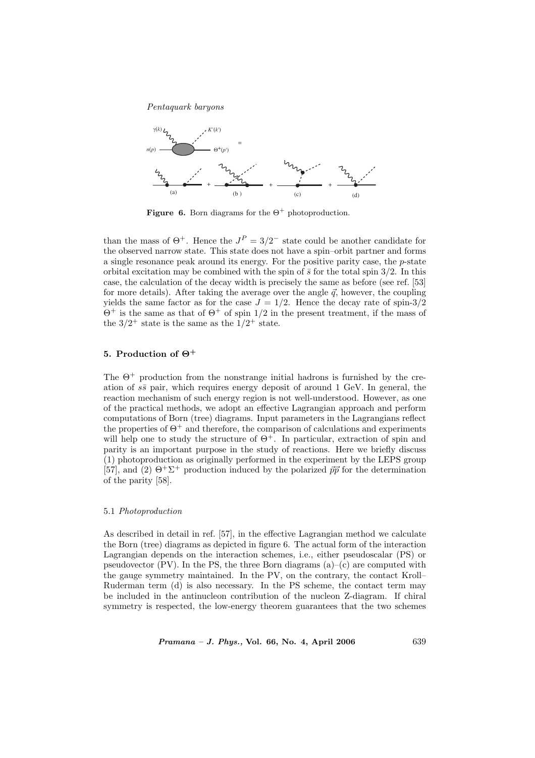**Figure 6.** Born diagrams for the $\Theta^+$ photoproduction.

than the mass of $\Theta^+$. Hence the $J^P = 3/2^-$ state could be another candidate for the observed narrow state. This state does not have a spin–orbit partner and forms a single resonance peak around its energy. For the positive parity case, the $p$-state orbital excitation may be combined with the spin of $\bar{s}$ for the total spin $3/2$. In this case, the calculation of the decay width is precisely the same as before (see ref. [53] for more details). After taking the average over the angle $\vec{q}$, however, the coupling yields the same factor as for the case $J = 1/2$. Hence the decay rate of spin-3/2 $\Theta^+$ is the same as that of $\Theta^+$ of spin $1/2$ in the present treatment, if the mass of the $3/2^+$ state is the same as the $1/2^+$ state.

## 5. Production of $\Theta^+$

The $\Theta^+$ production from the nonstrange initial hadrons is furnished by the creation of $s\bar{s}$ pair, which requires energy deposit of around 1 GeV. In general, the reaction mechanism of such energy region is not well-understood. However, as one of the practical methods, we adopt an effective Lagrangian approach and perform computations of Born (tree) diagrams. Input parameters in the Lagrangians reflect the properties of $\Theta^+$ and therefore, the comparison of calculations and experiments will help one to study the structure of $\Theta^+$. In particular, extraction of spin and parity is an important purpose in the study of reactions. Here we briefly discuss (1) photoproduction as originally performed in the experiment by the LEPS group [57], and (2) $\Theta^+\Sigma^+$ production induced by the polarized $\vec{p}\vec{p}$ for the determination of the parity [58].

### 5.1 *Photoproduction*

As described in detail in ref. [57], in the effective Lagrangian method we calculate the Born (tree) diagrams as depicted in figure 6. The actual form of the interaction Lagrangian depends on the interaction schemes, i.e., either pseudoscalar (PS) or pseudovector (PV). In the PS, the three Born diagrams (a)–(c) are computed with the gauge symmetry maintained. In the PV, on the contrary, the contact Kroll–Ruderman term (d) is also necessary. In the PS scheme, the contact term may be included in the antinucleon contribution of the nucleon Z-diagram. If chiral symmetry is respected, the low-energy theorem guarantees that the two schemes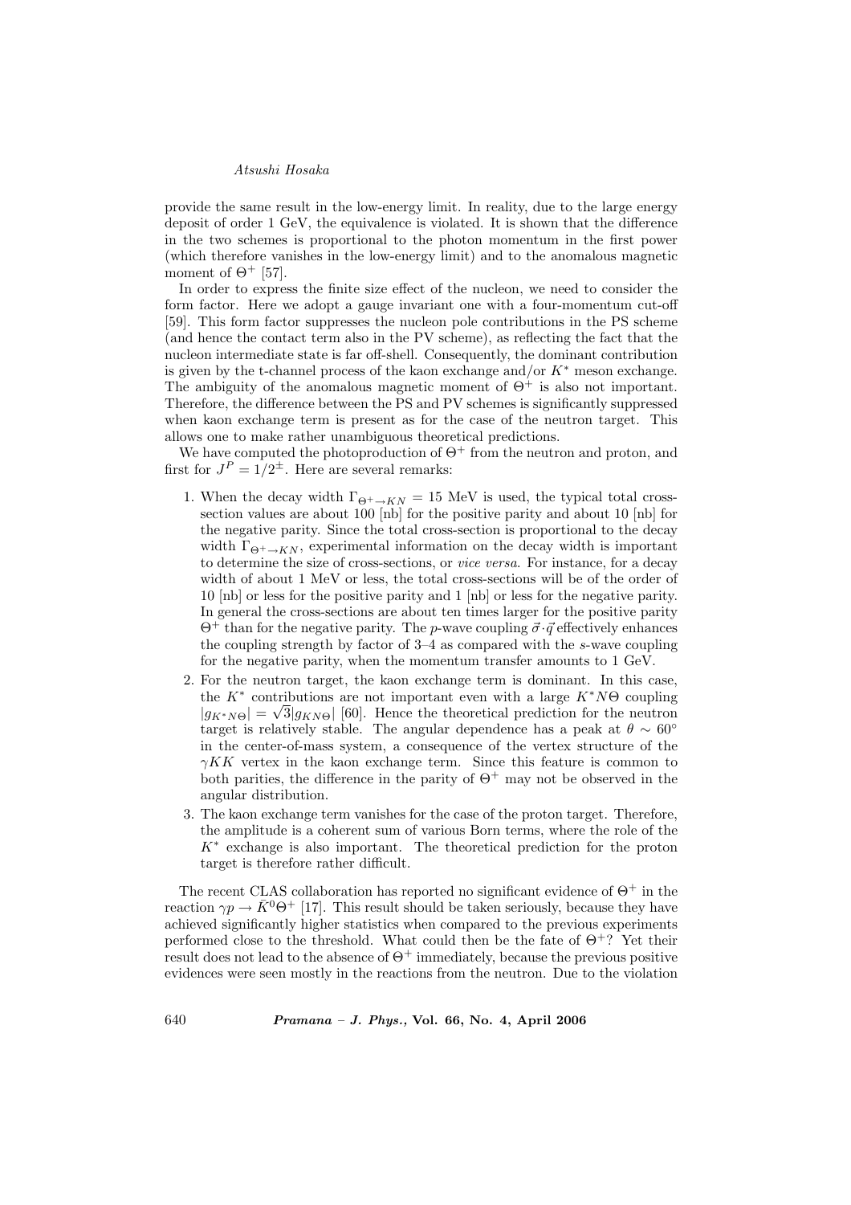provide the same result in the low-energy limit. In reality, due to the large energy deposit of order 1 GeV, the equivalence is violated. It is shown that the difference in the two schemes is proportional to the photon momentum in the first power (which therefore vanishes in the low-energy limit) and to the anomalous magnetic moment of $\Theta^+$ [57].

In order to express the finite size effect of the nucleon, we need to consider the form factor. Here we adopt a gauge invariant one with a four-momentum cut-off [59]. This form factor suppresses the nucleon pole contributions in the PS scheme (and hence the contact term also in the PV scheme), as reflecting the fact that the nucleon intermediate state is far off-shell. Consequently, the dominant contribution is given by the t-channel process of the kaon exchange and/or $K^*$ meson exchange. The ambiguity of the anomalous magnetic moment of $\Theta^+$ is also not important. Therefore, the difference between the PS and PV schemes is significantly suppressed when kaon exchange term is present as for the case of the neutron target. This allows one to make rather unambiguous theoretical predictions.

We have computed the photoproduction of $\Theta^+$ from the neutron and proton, and first for $J^P = 1/2^{\pm}$. Here are several remarks:

1. When the decay width $\Gamma_{\Theta^+ \to KN} = 15$ MeV is used, the typical total cross-section values are about 100 [nb] for the positive parity and about 10 [nb] for the negative parity. Since the total cross-section is proportional to the decay width $\Gamma_{\Theta^+ \to KN}$, experimental information on the decay width is important to determine the size of cross-sections, or *vice versa*. For instance, for a decay width of about 1 MeV or less, the total cross-sections will be of the order of 10 [nb] or less for the positive parity and 1 [nb] or less for the negative parity. In general the cross-sections are about ten times larger for the positive parity $\Theta^+$ than for the negative parity. The $p$-wave coupling $\vec{\sigma} \cdot \vec{q}$ effectively enhances the coupling strength by factor of 3–4 as compared with the $s$-wave coupling for the negative parity, when the momentum transfer amounts to 1 GeV.
2. For the neutron target, the kaon exchange term is dominant. In this case, the $K^*$ contributions are not important even with a large $K^* N \Theta$ coupling $|g_{K^* N \Theta}| = \sqrt{3} |g_{K N \Theta}|$ [60]. Hence the theoretical prediction for the neutron target is relatively stable. The angular dependence has a peak at $\theta \sim 60^\circ$ in the center-of-mass system, a consequence of the vertex structure of the $\gamma K K$ vertex in the kaon exchange term. Since this feature is common to both parities, the difference in the parity of $\Theta^+$ may not be observed in the angular distribution.
3. The kaon exchange term vanishes for the case of the proton target. Therefore, the amplitude is a coherent sum of various Born terms, where the role of the $K^*$ exchange is also important. The theoretical prediction for the proton target is therefore rather difficult.

The recent CLAS collaboration has reported no significant evidence of $\Theta^+$ in the reaction $\gamma p \to \bar{K}^0 \Theta^+$ [17]. This result should be taken seriously, because they have achieved significantly higher statistics when compared to the previous experiments performed close to the threshold. What could then be the fate of $\Theta^+$? Yet their result does not lead to the absence of $\Theta^+$ immediately, because the previous positive evidences were seen mostly in the reactions from the neutron. Due to the violation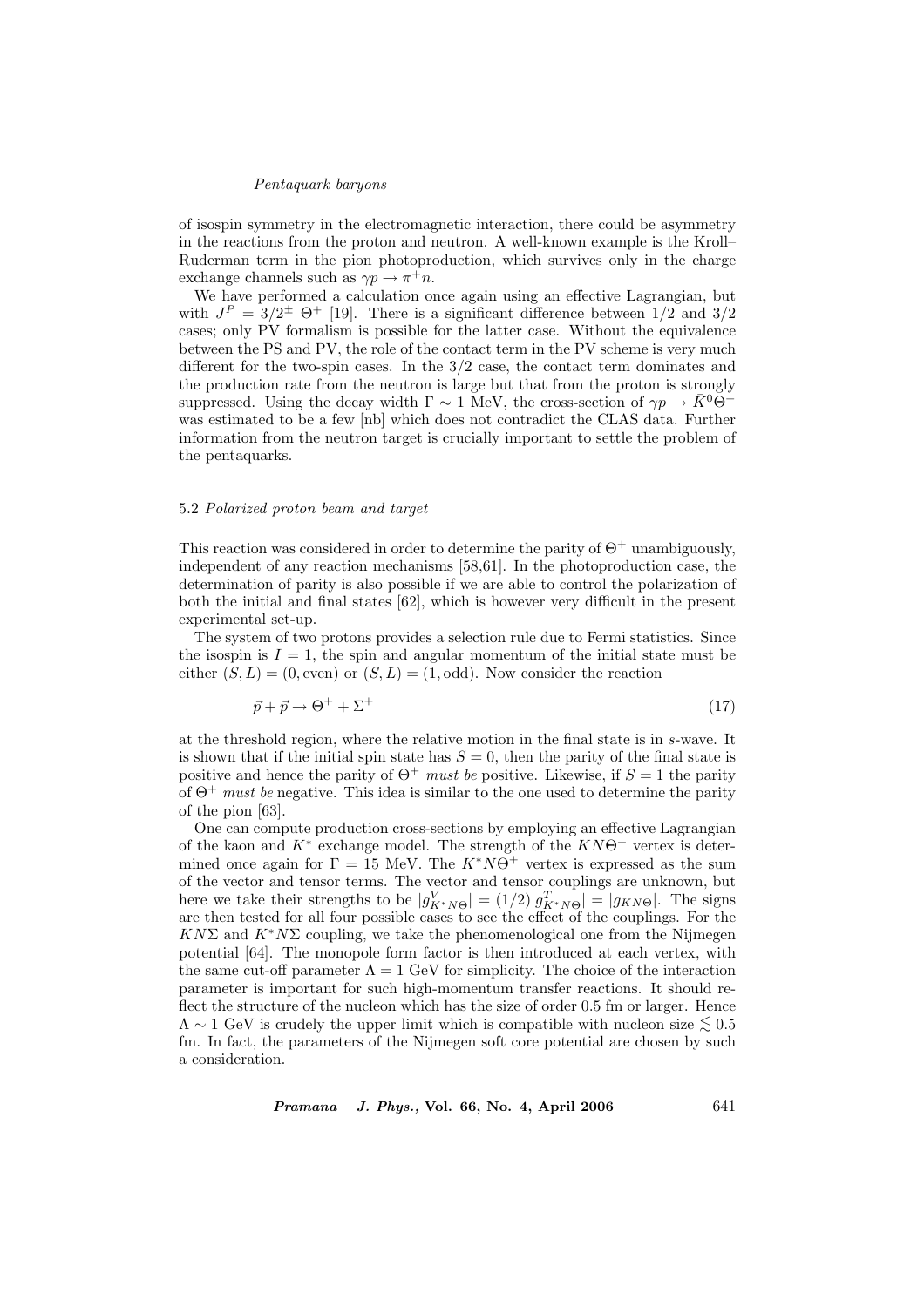of isospin symmetry in the electromagnetic interaction, there could be asymmetry in the reactions from the proton and neutron. A well-known example is the Kroll–Ruderman term in the pion photoproduction, which survives only in the charge exchange channels such as $\gamma p \to \pi^+ n$.

We have performed a calculation once again using an effective Lagrangian, but with $J^P = 3/2^\pm$ $\Theta^+$ [19]. There is a significant difference between 1/2 and 3/2 cases; only PV formalism is possible for the latter case. Without the equivalence between the PS and PV, the role of the contact term in the PV scheme is very much different for the two-spin cases. In the 3/2 case, the contact term dominates and the production rate from the neutron is large but that from the proton is strongly suppressed. Using the decay width $\Gamma \sim 1$ MeV, the cross-section of $\gamma p \to \bar{K}^0 \Theta^+$ was estimated to be a few [nb] which does not contradict the CLAS data. Further information from the neutron target is crucially important to settle the problem of the pentaquarks.

### 5.2 *Polarized proton beam and target*

This reaction was considered in order to determine the parity of $\Theta^+$ unambiguously, independent of any reaction mechanisms [58,61]. In the photoproduction case, the determination of parity is also possible if we are able to control the polarization of both the initial and final states [62], which is however very difficult in the present experimental set-up.

The system of two protons provides a selection rule due to Fermi statistics. Since the isospin is $I = 1$, the spin and angular momentum of the initial state must be either $(S, L) = (0, \text{even})$ or $(S, L) = (1, \text{odd})$. Now consider the reaction

$$\vec{p} + \vec{p} \to \Theta^+ + \Sigma^+ \tag{17}$$

at the threshold region, where the relative motion in the final state is in $s$-wave. It is shown that if the initial spin state has $S = 0$, then the parity of the final state is positive and hence the parity of $\Theta^+$ *must be* positive. Likewise, if $S = 1$ the parity of $\Theta^+$ *must be* negative. This idea is similar to the one used to determine the parity of the pion [63].

One can compute production cross-sections by employing an effective Lagrangian of the kaon and $K^*$ exchange model. The strength of the $KN\Theta^+$ vertex is determined once again for $\Gamma = 15$ MeV. The $K^*N\Theta^+$ vertex is expressed as the sum of the vector and tensor terms. The vector and tensor couplings are unknown, but here we take their strengths to be $|g^V_{K^*N\Theta}| = (1/2)|g^T_{K^*N\Theta}| = |g_{KN\Theta}|$. The signs are then tested for all four possible cases to see the effect of the couplings. For the $KN\Sigma$ and $K^*N\Sigma$ coupling, we take the phenomenological one from the Nijmegen potential [64]. The monopole form factor is then introduced at each vertex, with the same cut-off parameter $\Lambda = 1$ GeV for simplicity. The choice of the interaction parameter is important for such high-momentum transfer reactions. It should reflect the structure of the nucleon which has the size of order 0.5 fm or larger. Hence $\Lambda \sim 1$ GeV is crudely the upper limit which is compatible with nucleon size $\lesssim 0.5$ fm. In fact, the parameters of the Nijmegen soft core potential are chosen by such a consideration.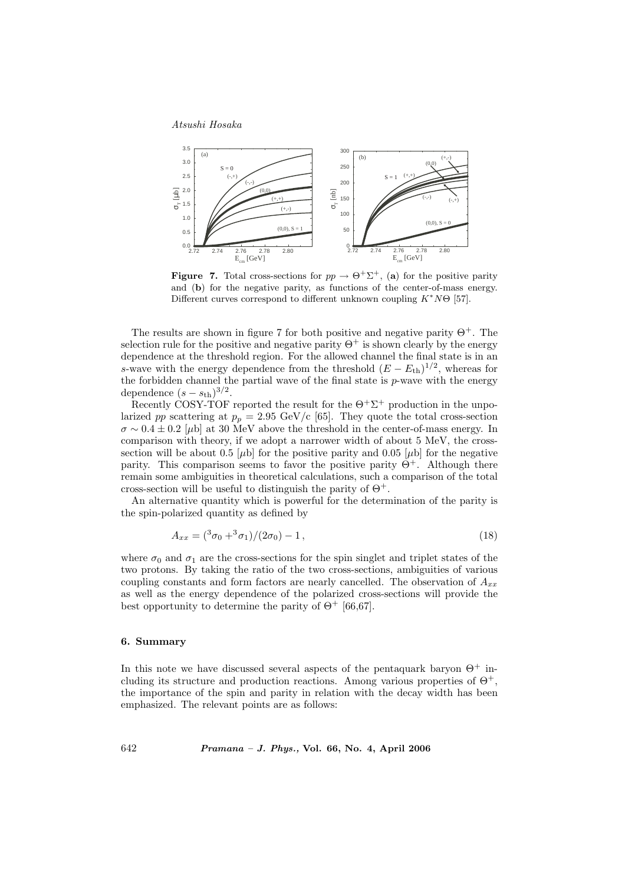**Figure 7.** Total cross-sections for $pp \to \Theta^+\Sigma^+$, (**a**) for the positive parity and (**b**) for the negative parity, as functions of the center-of-mass energy. Different curves correspond to different unknown coupling $K^*N\Theta$ [57].

The results are shown in figure 7 for both positive and negative parity $\Theta^+$. The selection rule for the positive and negative parity $\Theta^+$ is shown clearly by the energy dependence at the threshold region. For the allowed channel the final state is in an $s$-wave with the energy dependence from the threshold $(E - E_{\rm th})^{1/2}$, whereas for the forbidden channel the partial wave of the final state is $p$-wave with the energy dependence $(s - s_{\rm th})^{3/2}$.

Recently COSY-TOF reported the result for the $\Theta^+\Sigma^+$ production in the unpolarized $pp$ scattering at $p_p = 2.95$ GeV/c [65]. They quote the total cross-section $\sigma \sim 0.4 \pm 0.2$ [$\mu$b] at 30 MeV above the threshold in the center-of-mass energy. In comparison with theory, if we adopt a narrower width of about 5 MeV, the cross-section will be about 0.5 [$\mu$b] for the positive parity and 0.05 [$\mu$b] for the negative parity. This comparison seems to favor the positive parity $\Theta^+$. Although there remain some ambiguities in theoretical calculations, such a comparison of the total cross-section will be useful to distinguish the parity of $\Theta^+$.

An alternative quantity which is powerful for the determination of the parity is the spin-polarized quantity as defined by

$$A_{xx} = ({}^3\sigma_0 + {}^3\sigma_1)/(2\sigma_0) - 1\,, \tag{18}$$

where $\sigma_0$ and $\sigma_1$ are the cross-sections for the spin singlet and triplet states of the two protons. By taking the ratio of the two cross-sections, ambiguities of various coupling constants and form factors are nearly cancelled. The observation of $A_{xx}$ as well as the energy dependence of the polarized cross-sections will provide the best opportunity to determine the parity of $\Theta^+$ [66,67].

## 6. Summary

In this note we have discussed several aspects of the pentaquark baryon $\Theta^+$ including its structure and production reactions. Among various properties of $\Theta^+$, the importance of the spin and parity in relation with the decay width has been emphasized. The relevant points are as follows: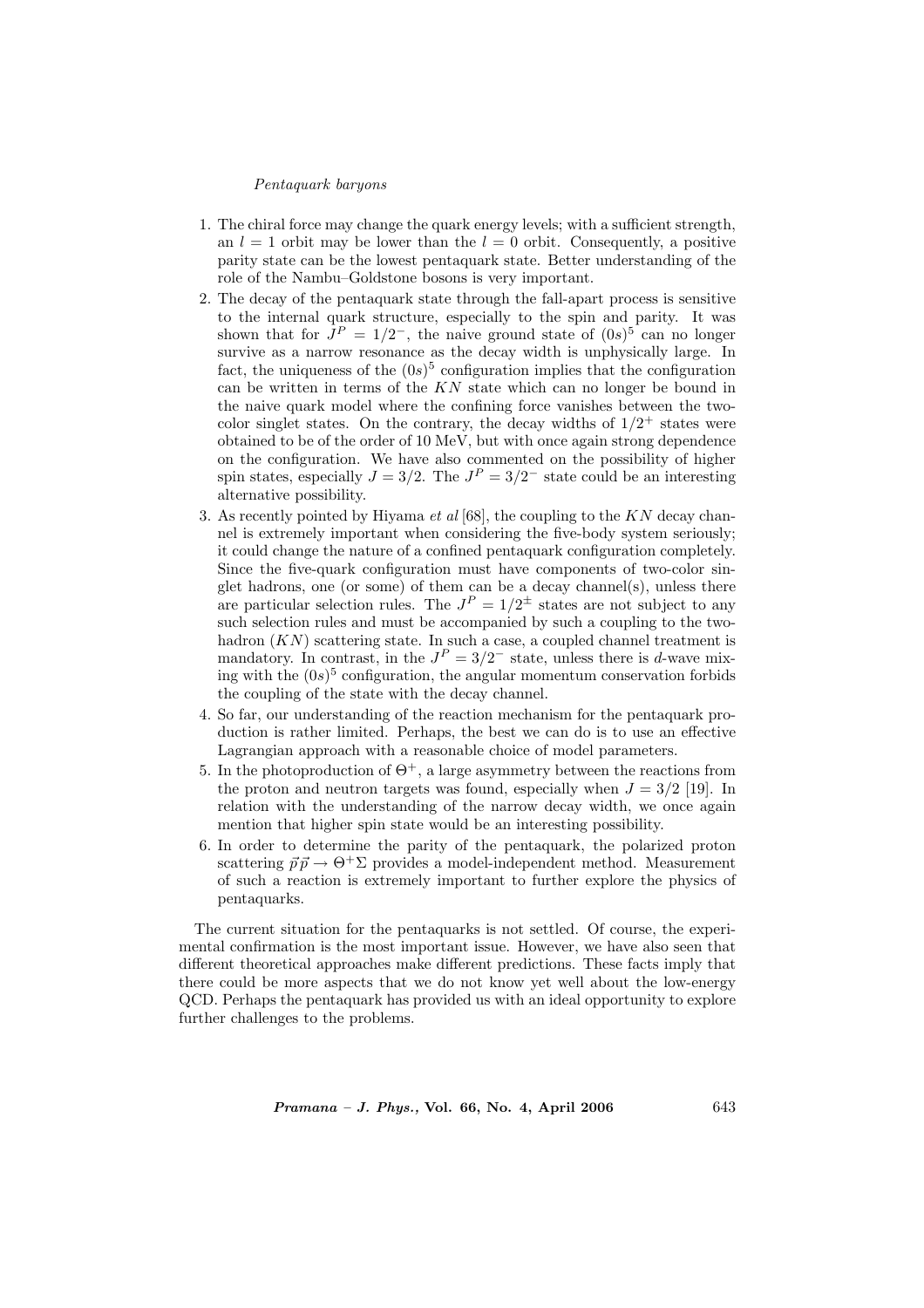1. The chiral force may change the quark energy levels; with a sufficient strength, an $l = 1$ orbit may be lower than the $l = 0$ orbit. Consequently, a positive parity state can be the lowest pentaquark state. Better understanding of the role of the Nambu–Goldstone bosons is very important.
2. The decay of the pentaquark state through the fall-apart process is sensitive to the internal quark structure, especially to the spin and parity. It was shown that for $J^P = 1/2^-$, the naive ground state of $(0s)^5$ can no longer survive as a narrow resonance as the decay width is unphysically large. In fact, the uniqueness of the $(0s)^5$ configuration implies that the configuration can be written in terms of the $KN$ state which can no longer be bound in the naive quark model where the confining force vanishes between the two-color singlet states. On the contrary, the decay widths of $1/2^+$ states were obtained to be of the order of 10 MeV, but with once again strong dependence on the configuration. We have also commented on the possibility of higher spin states, especially $J = 3/2$. The $J^P = 3/2^-$ state could be an interesting alternative possibility.
3. As recently pointed by Hiyama *et al* [68], the coupling to the $KN$ decay channel is extremely important when considering the five-body system seriously; it could change the nature of a confined pentaquark configuration completely. Since the five-quark configuration must have components of two-color singlet hadrons, one (or some) of them can be a decay channel(s), unless there are particular selection rules. The $J^P = 1/2^\pm$ states are not subject to any such selection rules and must be accompanied by such a coupling to the two-hadron ($KN$) scattering state. In such a case, a coupled channel treatment is mandatory. In contrast, in the $J^P = 3/2^-$ state, unless there is $d$-wave mixing with the $(0s)^5$ configuration, the angular momentum conservation forbids the coupling of the state with the decay channel.
4. So far, our understanding of the reaction mechanism for the pentaquark production is rather limited. Perhaps, the best we can do is to use an effective Lagrangian approach with a reasonable choice of model parameters.
5. In the photoproduction of $\Theta^+$, a large asymmetry between the reactions from the proton and neutron targets was found, especially when $J = 3/2$ [19]. In relation with the understanding of the narrow decay width, we once again mention that higher spin state would be an interesting possibility.
6. In order to determine the parity of the pentaquark, the polarized proton scattering $\vec{p}\vec{p} \to \Theta^+\Sigma$ provides a model-independent method. Measurement of such a reaction is extremely important to further explore the physics of pentaquarks.

The current situation for the pentaquarks is not settled. Of course, the experimental confirmation is the most important issue. However, we have also seen that different theoretical approaches make different predictions. These facts imply that there could be more aspects that we do not know yet well about the low-energy QCD. Perhaps the pentaquark has provided us with an ideal opportunity to explore further challenges to the problems.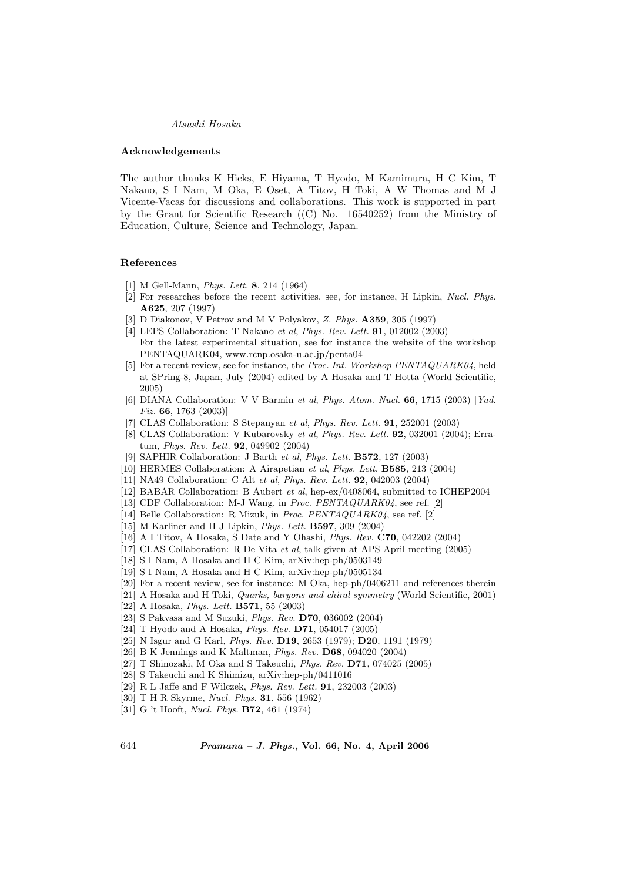### Acknowledgements

The author thanks K Hicks, E Hiyama, T Hyodo, M Kamimura, H C Kim, T Nakano, S I Nam, M Oka, E Oset, A Titov, H Toki, A W Thomas and M J Vicente-Vacas for discussions and collaborations. This work is supported in part by the Grant for Scientific Research ((C) No. 16540252) from the Ministry of Education, Culture, Science and Technology, Japan.

### References

[1] M Gell-Mann, *Phys. Lett.* **8**, 214 (1964)

[2] For researches before the recent activities, see, for instance, H Lipkin, *Nucl. Phys.* **A625**, 207 (1997)

[3] D Diakonov, V Petrov and M V Polyakov, *Z. Phys.* **A359**, 305 (1997)

[4] LEPS Collaboration: T Nakano *et al*, *Phys. Rev. Lett.* **91**, 012002 (2003)
For the latest experimental situation, see for instance the website of the workshop PENTAQUARK04, www.rcnp.osaka-u.ac.jp/penta04

[5] For a recent review, see for instance, the *Proc. Int. Workshop PENTAQUARK04*, held at SPring-8, Japan, July (2004) edited by A Hosaka and T Hotta (World Scientific, 2005)

[6] DIANA Collaboration: V V Barmin *et al*, *Phys. Atom. Nucl.* **66**, 1715 (2003) [*Yad. Fiz.* **66**, 1763 (2003)]

[7] CLAS Collaboration: S Stepanyan *et al*, *Phys. Rev. Lett.* **91**, 252001 (2003)

[8] CLAS Collaboration: V Kubarovsky *et al*, *Phys. Rev. Lett.* **92**, 032001 (2004); Erratum, *Phys. Rev. Lett.* **92**, 049902 (2004)

[9] SAPHIR Collaboration: J Barth *et al*, *Phys. Lett.* **B572**, 127 (2003)

[10] HERMES Collaboration: A Airapetian *et al*, *Phys. Lett.* **B585**, 213 (2004)

[11] NA49 Collaboration: C Alt *et al*, *Phys. Rev. Lett.* **92**, 042003 (2004)

[12] BABAR Collaboration: B Aubert *et al*, hep-ex/0408064, submitted to ICHEP2004

[13] CDF Collaboration: M-J Wang, in *Proc. PENTAQUARK04*, see ref. [2]

[14] Belle Collaboration: R Mizuk, in *Proc. PENTAQUARK04*, see ref. [2]

[15] M Karliner and H J Lipkin, *Phys. Lett.* **B597**, 309 (2004)

[16] A I Titov, A Hosaka, S Date and Y Ohashi, *Phys. Rev.* **C70**, 042202 (2004)

[17] CLAS Collaboration: R De Vita *et al*, talk given at APS April meeting (2005)

[18] S I Nam, A Hosaka and H C Kim, arXiv:hep-ph/0503149

[19] S I Nam, A Hosaka and H C Kim, arXiv:hep-ph/0505134

[20] For a recent review, see for instance: M Oka, hep-ph/0406211 and references therein

[21] A Hosaka and H Toki, *Quarks, baryons and chiral symmetry* (World Scientific, 2001)

[22] A Hosaka, *Phys. Lett.* **B571**, 55 (2003)

[23] S Pakvasa and M Suzuki, *Phys. Rev.* **D70**, 036002 (2004)

[24] T Hyodo and A Hosaka, *Phys. Rev.* **D71**, 054017 (2005)

[25] N Isgur and G Karl, *Phys. Rev.* **D19**, 2653 (1979); **D20**, 1191 (1979)

[26] B K Jennings and K Maltman, *Phys. Rev.* **D68**, 094020 (2004)

[27] T Shinozaki, M Oka and S Takeuchi, *Phys. Rev.* **D71**, 074025 (2005)

[28] S Takeuchi and K Shimizu, arXiv:hep-ph/0411016

[29] R L Jaffe and F Wilczek, *Phys. Rev. Lett.* **91**, 232003 (2003)

[30] T H R Skyrme, *Nucl. Phys.* **31**, 556 (1962)

[31] G 't Hooft, *Nucl. Phys.* **B72**, 461 (1974)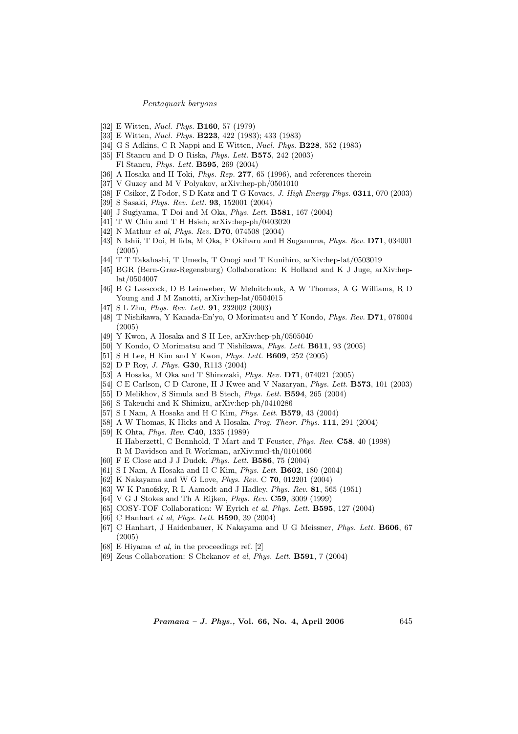[32] E Witten, *Nucl. Phys.* **B160**, 57 (1979)

[33] E Witten, *Nucl. Phys.* **B223**, 422 (1983); 433 (1983)

[34] G S Adkins, C R Nappi and E Witten, *Nucl. Phys.* **B228**, 552 (1983)

[35] Fl Stancu and D O Riska, *Phys. Lett.* **B575**, 242 (2003)
Fl Stancu, *Phys. Lett.* **B595**, 269 (2004)

[36] A Hosaka and H Toki, *Phys. Rep.* **277**, 65 (1996), and references therein

[37] V Guzey and M V Polyakov, arXiv:hep-ph/0501010

[38] F Csikor, Z Fodor, S D Katz and T G Kovacs, *J. High Energy Phys.* **0311**, 070 (2003)

[39] S Sasaki, *Phys. Rev. Lett.* **93**, 152001 (2004)

[40] J Sugiyama, T Doi and M Oka, *Phys. Lett.* **B581**, 167 (2004)

[41] T W Chiu and T H Hsieh, arXiv:hep-ph/0403020

[42] N Mathur *et al*, *Phys. Rev.* **D70**, 074508 (2004)

[43] N Ishii, T Doi, H Iida, M Oka, F Okiharu and H Suganuma, *Phys. Rev.* **D71**, 034001 (2005)

[44] T T Takahashi, T Umeda, T Onogi and T Kunihiro, arXiv:hep-lat/0503019

[45] BGR (Bern-Graz-Regensburg) Collaboration: K Holland and K J Juge, arXiv:hep-lat/0504007

[46] B G Lasscock, D B Leinweber, W Melnitchouk, A W Thomas, A G Williams, R D Young and J M Zanotti, arXiv:hep-lat/0504015

[47] S L Zhu, *Phys. Rev. Lett.* **91**, 232002 (2003)

[48] T Nishikawa, Y Kanada-En'yo, O Morimatsu and Y Kondo, *Phys. Rev.* **D71**, 076004 (2005)

[49] Y Kwon, A Hosaka and S H Lee, arXiv:hep-ph/0505040

[50] Y Kondo, O Morimatsu and T Nishikawa, *Phys. Lett.* **B611**, 93 (2005)

[51] S H Lee, H Kim and Y Kwon, *Phys. Lett.* **B609**, 252 (2005)

[52] D P Roy, *J. Phys.* **G30**, R113 (2004)

[53] A Hosaka, M Oka and T Shinozaki, *Phys. Rev.* **D71**, 074021 (2005)

[54] C E Carlson, C D Carone, H J Kwee and V Nazaryan, *Phys. Lett.* **B573**, 101 (2003)

[55] D Melikhov, S Simula and B Stech, *Phys. Lett.* **B594**, 265 (2004)

[56] S Takeuchi and K Shimizu, arXiv:hep-ph/0410286

[57] S I Nam, A Hosaka and H C Kim, *Phys. Lett.* **B579**, 43 (2004)

[58] A W Thomas, K Hicks and A Hosaka, *Prog. Theor. Phys.* **111**, 291 (2004)

[59] K Ohta, *Phys. Rev.* **C40**, 1335 (1989)
H Haberzettl, C Bennhold, T Mart and T Feuster, *Phys. Rev.* **C58**, 40 (1998)
R M Davidson and R Workman, arXiv:nucl-th/0101066

[60] F E Close and J J Dudek, *Phys. Lett.* **B586**, 75 (2004)

[61] S I Nam, A Hosaka and H C Kim, *Phys. Lett.* **B602**, 180 (2004)

[62] K Nakayama and W G Love, *Phys. Rev.* C **70**, 012201 (2004)

[63] W K Panofsky, R L Aamodt and J Hadley, *Phys. Rev.* **81**, 565 (1951)

[64] V G J Stokes and Th A Rijken, *Phys. Rev.* **C59**, 3009 (1999)

[65] COSY-TOF Collaboration: W Eyrich *et al*, *Phys. Lett.* **B595**, 127 (2004)

[66] C Hanhart *et al*, *Phys. Lett.* **B590**, 39 (2004)

[67] C Hanhart, J Haidenbauer, K Nakayama and U G Meissner, *Phys. Lett.* **B606**, 67 (2005)

[68] E Hiyama *et al*, in the proceedings ref. [2]

[69] Zeus Collaboration: S Chekanov *et al*, *Phys. Lett.* **B591**, 7 (2004)